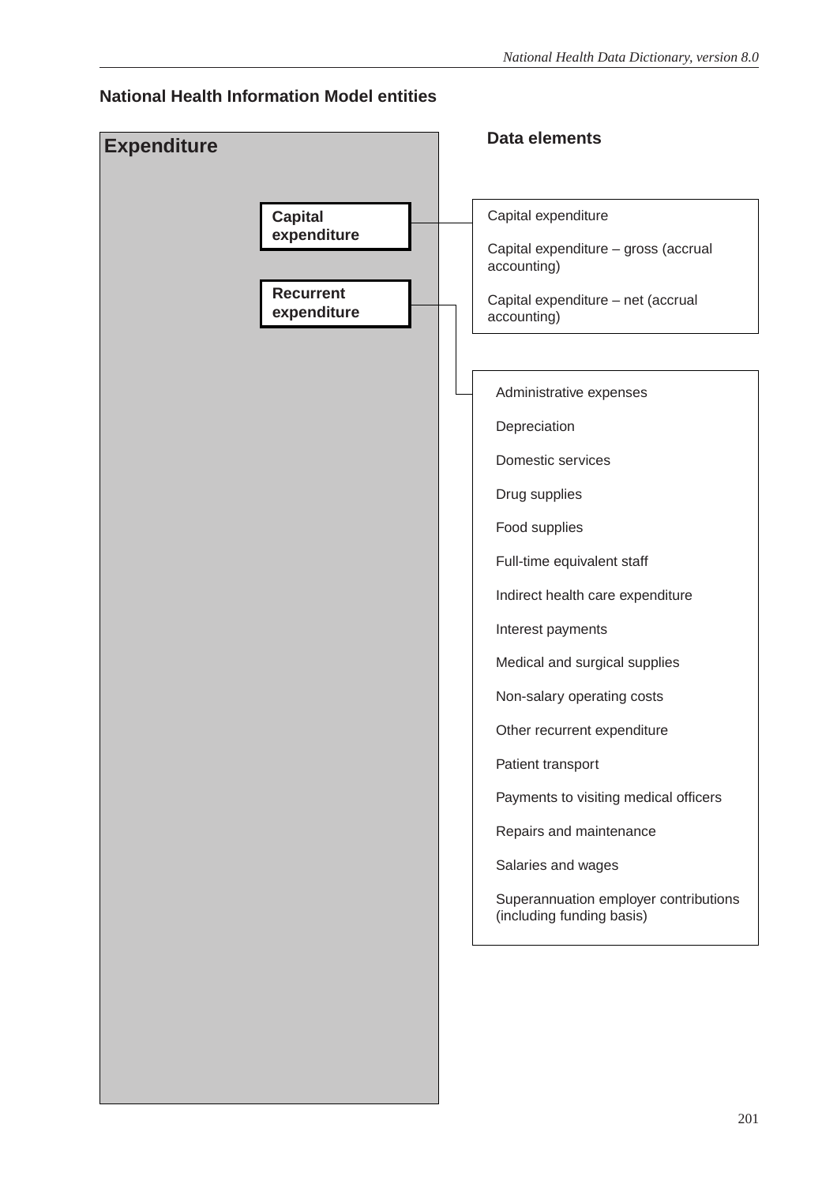## National Health Information Model entities

**Expenditure**

**Data elements**

- **Capital expenditure**
  - Capital expenditure
  - Capital expenditure – gross (accrual accounting)
  - Capital expenditure – net (accrual accounting)

- **Recurrent expenditure**
  - Administrative expenses
  - Depreciation
  - Domestic services
  - Drug supplies
  - Food supplies
  - Full-time equivalent staff
  - Indirect health care expenditure
  - Interest payments
  - Medical and surgical supplies
  - Non-salary operating costs
  - Other recurrent expenditure
  - Patient transport
  - Payments to visiting medical officers
  - Repairs and maintenance
  - Salaries and wages
  - Superannuation employer contributions (including funding basis)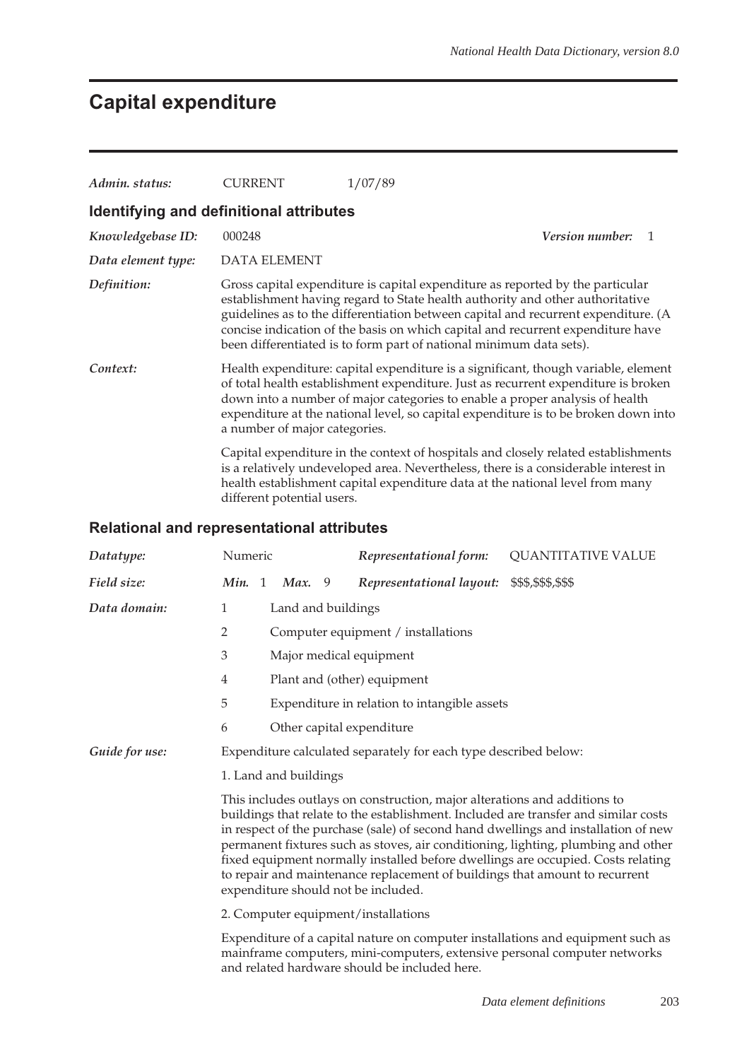# Capital expenditure

*Admin. status:* CURRENT 1/07/89

## Identifying and definitional attributes

*Knowledgebase ID:* 000248 *Version number:* 1

*Data element type:* DATA ELEMENT

*Definition:* Gross capital expenditure is capital expenditure as reported by the particular establishment having regard to State health authority and other authoritative guidelines as to the differentiation between capital and recurrent expenditure. (A concise indication of the basis on which capital and recurrent expenditure have been differentiated is to form part of national minimum data sets).

*Context:* Health expenditure: capital expenditure is a significant, though variable, element of total health establishment expenditure. Just as recurrent expenditure is broken down into a number of major categories to enable a proper analysis of health expenditure at the national level, so capital expenditure is to be broken down into a number of major categories.

Capital expenditure in the context of hospitals and closely related establishments is a relatively undeveloped area. Nevertheless, there is a considerable interest in health establishment capital expenditure data at the national level from many different potential users.

## Relational and representational attributes

*Datatype:* Numeric *Representational form:* QUANTITATIVE VALUE

*Field size:* *Min.* 1 *Max.* 9 *Representational layout:* $$$,$$$,$$$

*Data domain:*

1 Land and buildings

2 Computer equipment / installations

3 Major medical equipment

4 Plant and (other) equipment

5 Expenditure in relation to intangible assets

6 Other capital expenditure

*Guide for use:* Expenditure calculated separately for each type described below:

1. Land and buildings

This includes outlays on construction, major alterations and additions to buildings that relate to the establishment. Included are transfer and similar costs in respect of the purchase (sale) of second hand dwellings and installation of new permanent fixtures such as stoves, air conditioning, lighting, plumbing and other fixed equipment normally installed before dwellings are occupied. Costs relating to repair and maintenance replacement of buildings that amount to recurrent expenditure should not be included.

2. Computer equipment/installations

Expenditure of a capital nature on computer installations and equipment such as mainframe computers, mini-computers, extensive personal computer networks and related hardware should be included here.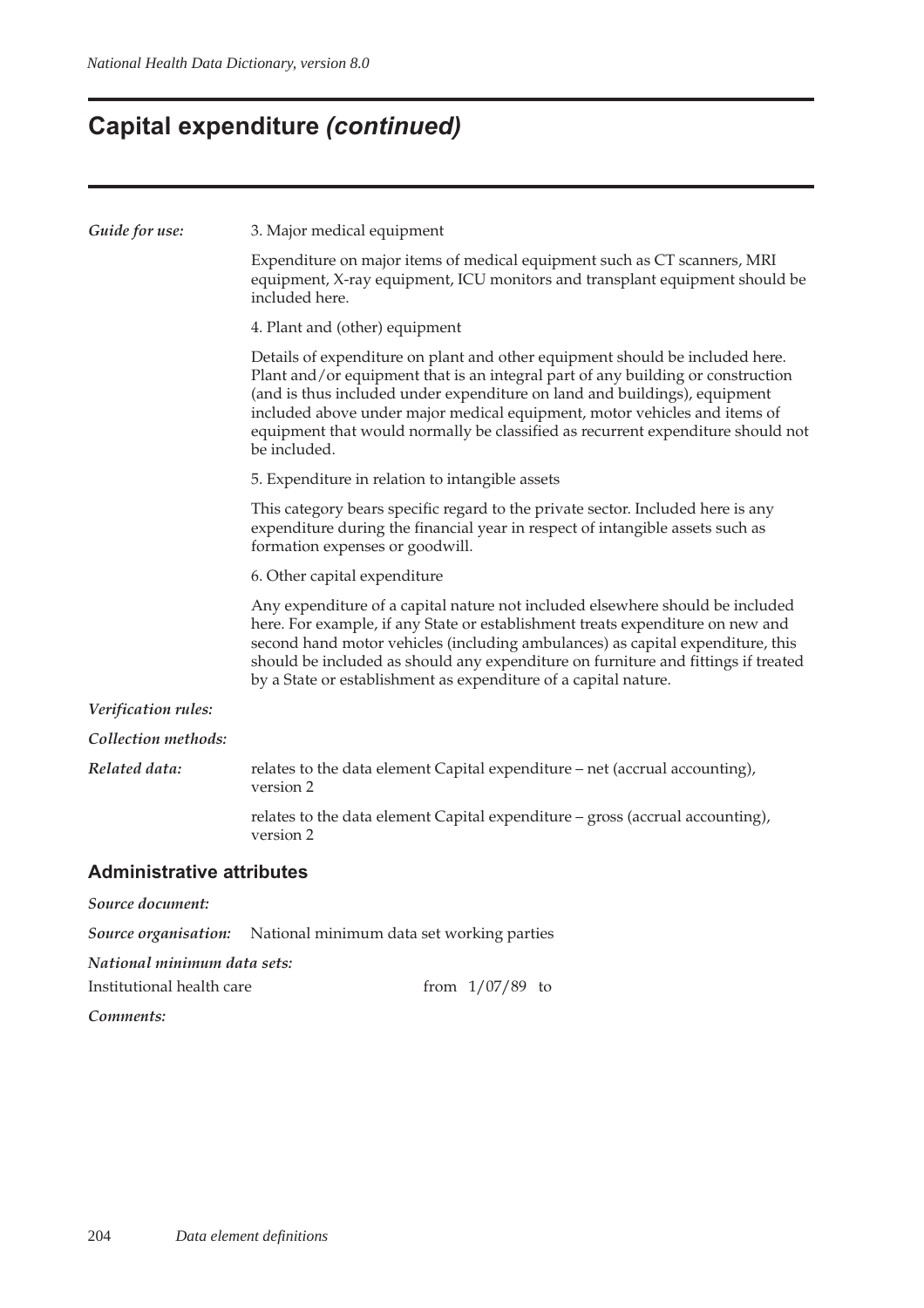# Capital expenditure *(continued)*

***Guide for use:*** 3. Major medical equipment

Expenditure on major items of medical equipment such as CT scanners, MRI equipment, X-ray equipment, ICU monitors and transplant equipment should be included here.

4. Plant and (other) equipment

Details of expenditure on plant and other equipment should be included here. Plant and/or equipment that is an integral part of any building or construction (and is thus included under expenditure on land and buildings), equipment included above under major medical equipment, motor vehicles and items of equipment that would normally be classified as recurrent expenditure should not be included.

5. Expenditure in relation to intangible assets

This category bears specific regard to the private sector. Included here is any expenditure during the financial year in respect of intangible assets such as formation expenses or goodwill.

6. Other capital expenditure

Any expenditure of a capital nature not included elsewhere should be included here. For example, if any State or establishment treats expenditure on new and second hand motor vehicles (including ambulances) as capital expenditure, this should be included as should any expenditure on furniture and fittings if treated by a State or establishment as expenditure of a capital nature.

***Verification rules:***

***Collection methods:***

***Related data:*** relates to the data element Capital expenditure – net (accrual accounting), version 2

relates to the data element Capital expenditure – gross (accrual accounting), version 2

## Administrative attributes

***Source document:***

***Source organisation:*** National minimum data set working parties

***National minimum data sets:***

Institutional health care from 1/07/89 to

***Comments:***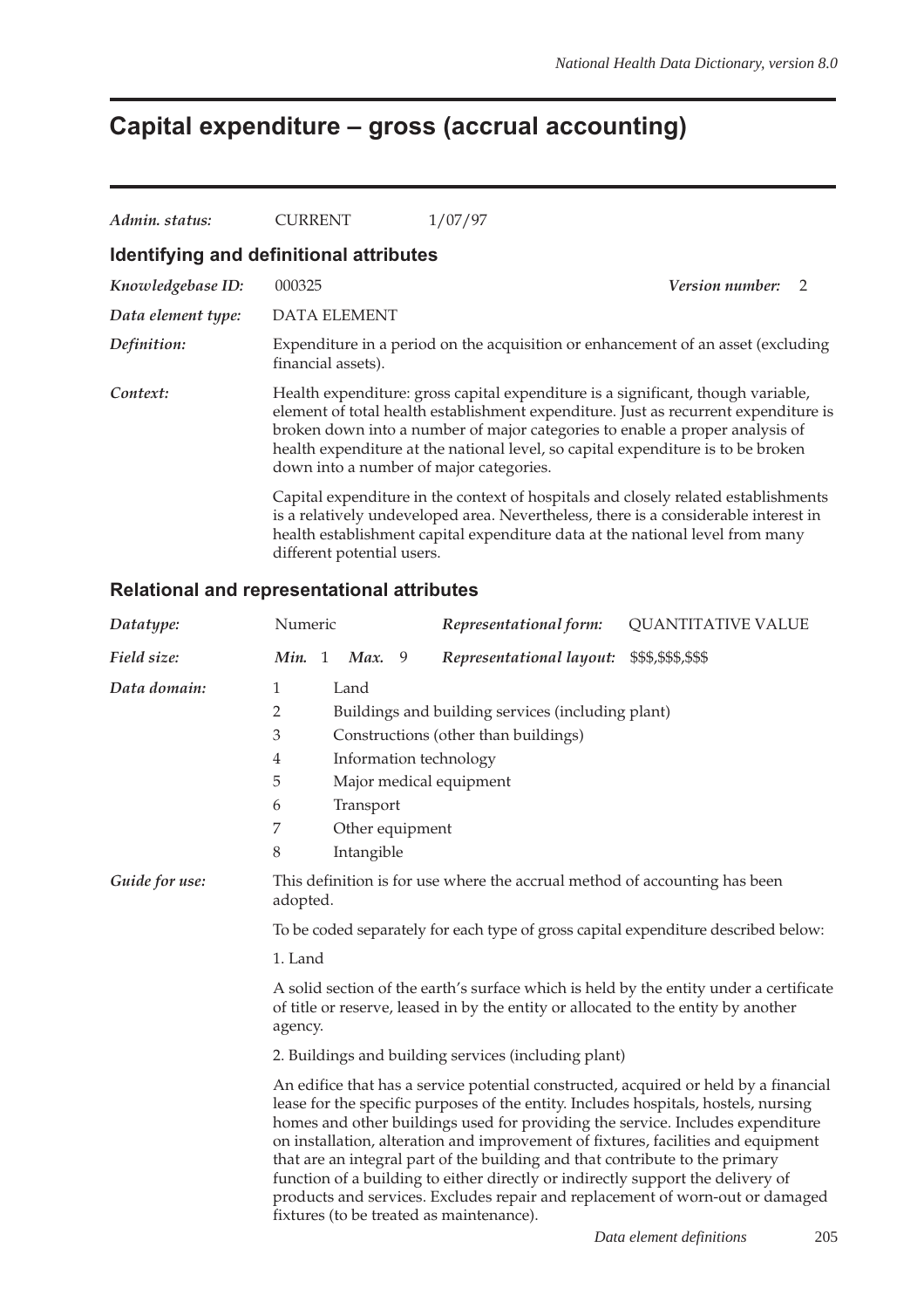# Capital expenditure – gross (accrual accounting)

*Admin. status:* CURRENT 1/07/97

## Identifying and definitional attributes

*Knowledgebase ID:* 000325 *Version number:* 2

*Data element type:* DATA ELEMENT

*Definition:* Expenditure in a period on the acquisition or enhancement of an asset (excluding financial assets).

*Context:* Health expenditure: gross capital expenditure is a significant, though variable, element of total health establishment expenditure. Just as recurrent expenditure is broken down into a number of major categories to enable a proper analysis of health expenditure at the national level, so capital expenditure is to be broken down into a number of major categories.

Capital expenditure in the context of hospitals and closely related establishments is a relatively undeveloped area. Nevertheless, there is a considerable interest in health establishment capital expenditure data at the national level from many different potential users.

## Relational and representational attributes

*Datatype:* Numeric *Representational form:* QUANTITATIVE VALUE

*Field size:* ***Min.*** 1 ***Max.*** 9 *Representational layout:* $$$,$$$,$$$

*Data domain:*

1 Land
2 Buildings and building services (including plant)
3 Constructions (other than buildings)
4 Information technology
5 Major medical equipment
6 Transport
7 Other equipment
8 Intangible

*Guide for use:* This definition is for use where the accrual method of accounting has been adopted.

To be coded separately for each type of gross capital expenditure described below:

1. Land

A solid section of the earth's surface which is held by the entity under a certificate of title or reserve, leased in by the entity or allocated to the entity by another agency.

2. Buildings and building services (including plant)

An edifice that has a service potential constructed, acquired or held by a financial lease for the specific purposes of the entity. Includes hospitals, hostels, nursing homes and other buildings used for providing the service. Includes expenditure on installation, alteration and improvement of fixtures, facilities and equipment that are an integral part of the building and that contribute to the primary function of a building to either directly or indirectly support the delivery of products and services. Excludes repair and replacement of worn-out or damaged fixtures (to be treated as maintenance).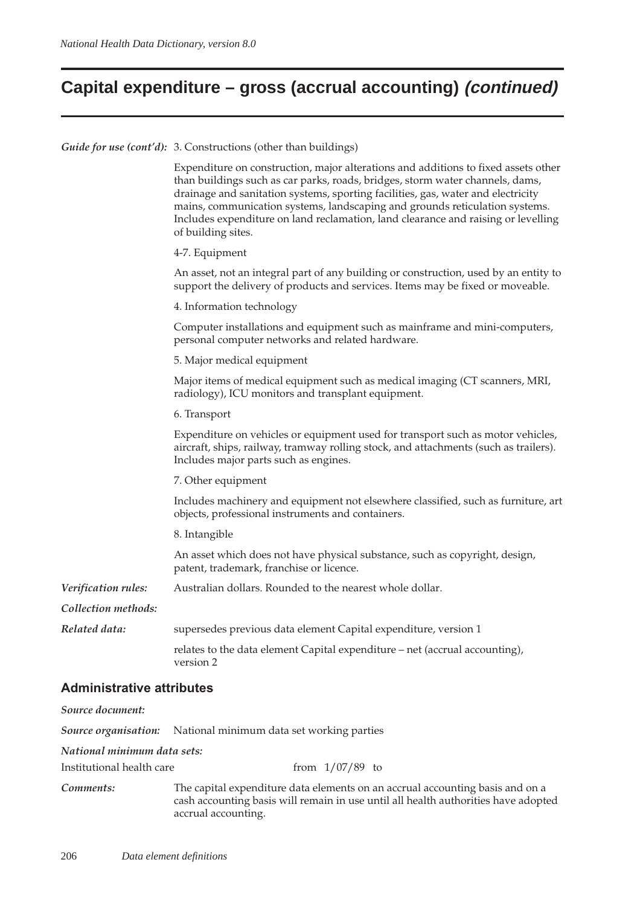# Capital expenditure – gross (accrual accounting) *(continued)*

***Guide for use (cont'd):*** 3. Constructions (other than buildings)

Expenditure on construction, major alterations and additions to fixed assets other than buildings such as car parks, roads, bridges, storm water channels, dams, drainage and sanitation systems, sporting facilities, gas, water and electricity mains, communication systems, landscaping and grounds reticulation systems. Includes expenditure on land reclamation, land clearance and raising or levelling of building sites.

4-7. Equipment

An asset, not an integral part of any building or construction, used by an entity to support the delivery of products and services. Items may be fixed or moveable.

4. Information technology

Computer installations and equipment such as mainframe and mini-computers, personal computer networks and related hardware.

5. Major medical equipment

Major items of medical equipment such as medical imaging (CT scanners, MRI, radiology), ICU monitors and transplant equipment.

6. Transport

Expenditure on vehicles or equipment used for transport such as motor vehicles, aircraft, ships, railway, tramway rolling stock, and attachments (such as trailers). Includes major parts such as engines.

7. Other equipment

Includes machinery and equipment not elsewhere classified, such as furniture, art objects, professional instruments and containers.

8. Intangible

An asset which does not have physical substance, such as copyright, design, patent, trademark, franchise or licence.

***Verification rules:*** Australian dollars. Rounded to the nearest whole dollar.

***Collection methods:***

***Related data:*** supersedes previous data element Capital expenditure, version 1

relates to the data element Capital expenditure – net (accrual accounting), version 2

## Administrative attributes

***Source document:***

***Source organisation:*** National minimum data set working parties

***National minimum data sets:***

Institutional health care from 1/07/89 to

***Comments:*** The capital expenditure data elements on an accrual accounting basis and on a cash accounting basis will remain in use until all health authorities have adopted accrual accounting.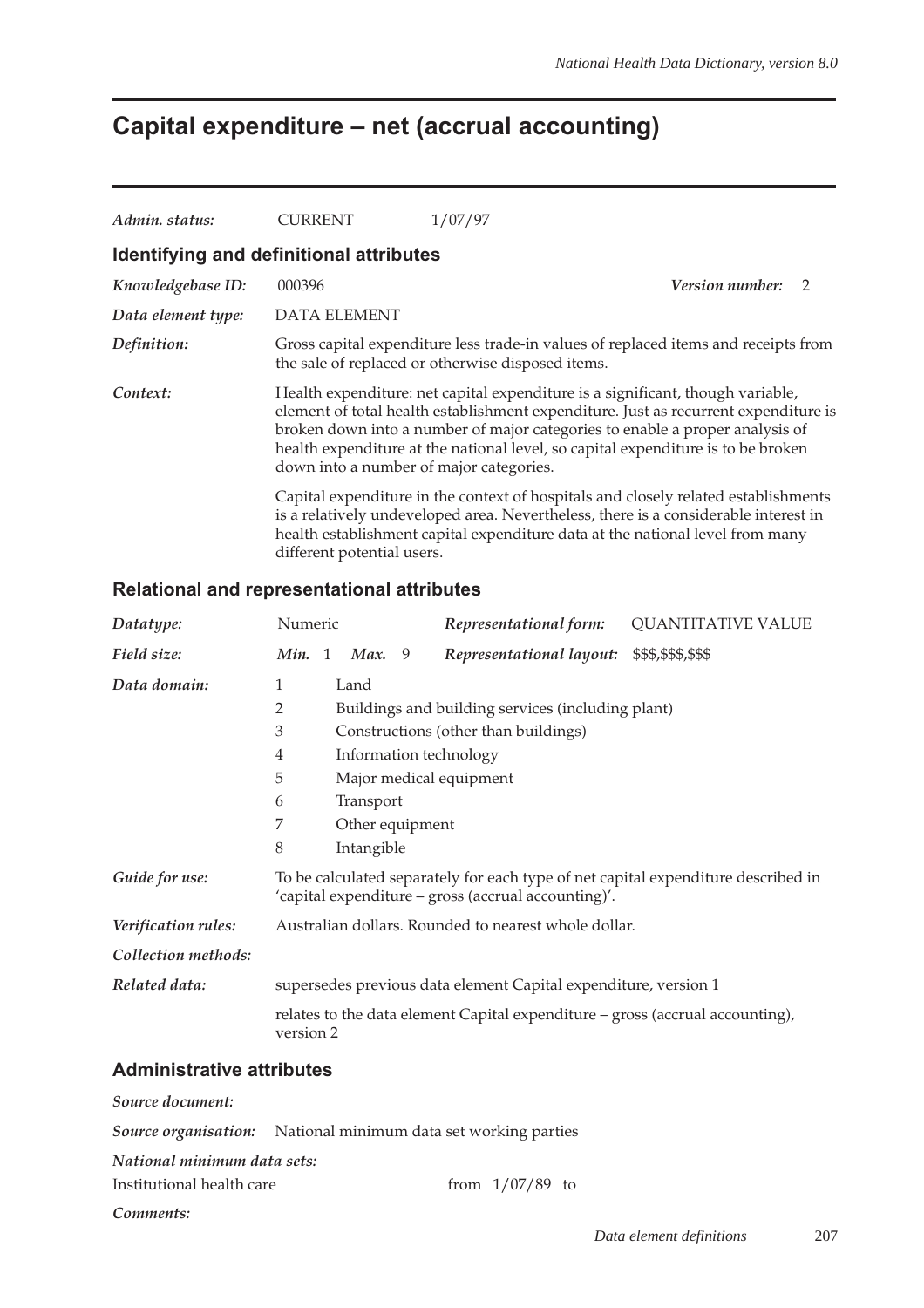# Capital expenditure – net (accrual accounting)

*Admin. status:* CURRENT 1/07/97

## Identifying and definitional attributes

*Knowledgebase ID:* 000396 *Version number:* 2

*Data element type:* DATA ELEMENT

*Definition:* Gross capital expenditure less trade-in values of replaced items and receipts from the sale of replaced or otherwise disposed items.

*Context:* Health expenditure: net capital expenditure is a significant, though variable, element of total health establishment expenditure. Just as recurrent expenditure is broken down into a number of major categories to enable a proper analysis of health expenditure at the national level, so capital expenditure is to be broken down into a number of major categories.

Capital expenditure in the context of hospitals and closely related establishments is a relatively undeveloped area. Nevertheless, there is a considerable interest in health establishment capital expenditure data at the national level from many different potential users.

## Relational and representational attributes

*Datatype:* Numeric *Representational form:* QUANTITATIVE VALUE

*Field size:* *Min.* 1 *Max.* 9 *Representational layout:* $$$,$$$,$$$

*Data domain:*

1 Land
2 Buildings and building services (including plant)
3 Constructions (other than buildings)
4 Information technology
5 Major medical equipment
6 Transport
7 Other equipment
8 Intangible

*Guide for use:* To be calculated separately for each type of net capital expenditure described in 'capital expenditure – gross (accrual accounting)'.

*Verification rules:* Australian dollars. Rounded to nearest whole dollar.

*Collection methods:*

*Related data:* supersedes previous data element Capital expenditure, version 1

relates to the data element Capital expenditure – gross (accrual accounting), version 2

## Administrative attributes

*Source document:*

*Source organisation:* National minimum data set working parties

*National minimum data sets:*

Institutional health care from 1/07/89 to

*Comments:*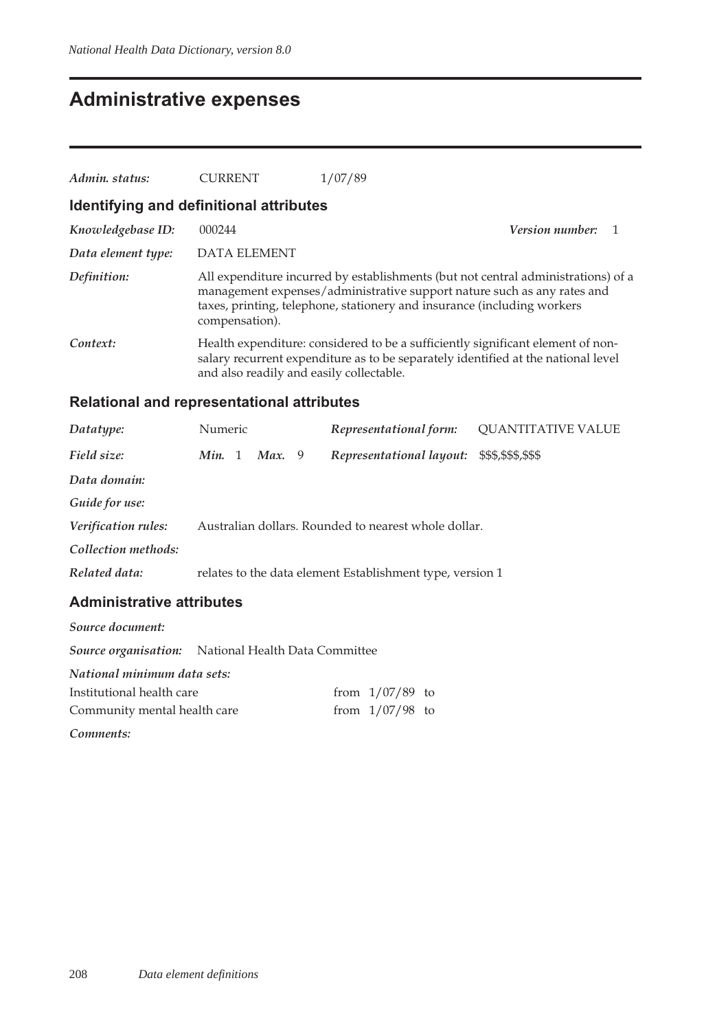# Administrative expenses

| | | |
|---|---|---|
| *Admin. status:* | CURRENT | 1/07/89 |

## Identifying and definitional attributes

*Knowledgebase ID:* 000244 *Version number:* 1

*Data element type:* DATA ELEMENT

*Definition:* All expenditure incurred by establishments (but not central administrations) of a management expenses/administrative support nature such as any rates and taxes, printing, telephone, stationery and insurance (including workers compensation).

*Context:* Health expenditure: considered to be a sufficiently significant element of non-salary recurrent expenditure as to be separately identified at the national level and also readily and easily collectable.

## Relational and representational attributes

*Datatype:* Numeric *Representational form:* QUANTITATIVE VALUE

*Field size:* ***Min.*** 1 ***Max.*** 9 *Representational layout:* $$$,$$$,$$$

*Data domain:*

*Guide for use:*

*Verification rules:* Australian dollars. Rounded to nearest whole dollar.

*Collection methods:*

*Related data:* relates to the data element Establishment type, version 1

## Administrative attributes

*Source document:*

*Source organisation:* National Health Data Committee

*National minimum data sets:*

| | |
|---|---|
| Institutional health care | from 1/07/89 to |
| Community mental health care | from 1/07/98 to |

*Comments:*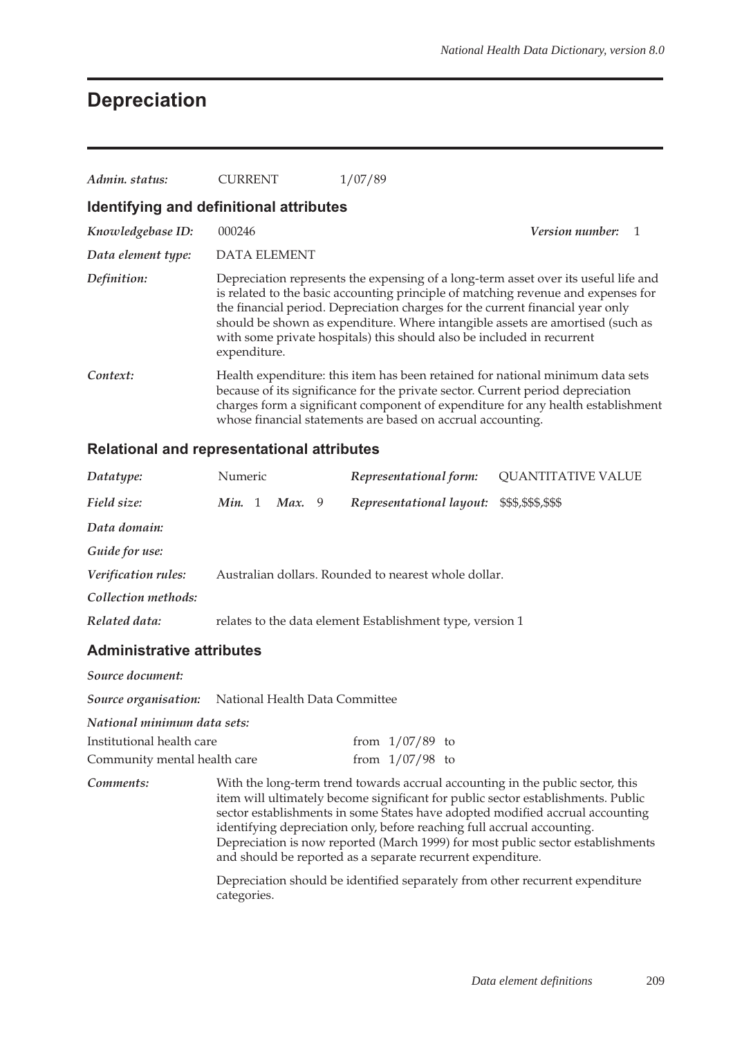# Depreciation

| | | |
|---|---|---|
| *Admin. status:* | CURRENT | 1/07/89 |

## Identifying and definitional attributes

*Knowledgebase ID:* 000246 *Version number:* 1

*Data element type:* DATA ELEMENT

*Definition:* Depreciation represents the expensing of a long-term asset over its useful life and is related to the basic accounting principle of matching revenue and expenses for the financial period. Depreciation charges for the current financial year only should be shown as expenditure. Where intangible assets are amortised (such as with some private hospitals) this should also be included in recurrent expenditure.

*Context:* Health expenditure: this item has been retained for national minimum data sets because of its significance for the private sector. Current period depreciation charges form a significant component of expenditure for any health establishment whose financial statements are based on accrual accounting.

## Relational and representational attributes

*Datatype:* Numeric *Representational form:* QUANTITATIVE VALUE

*Field size:* *Min.* 1 *Max.* 9 *Representational layout:* $$$,$$$,$$$

*Data domain:*

*Guide for use:*

*Verification rules:* Australian dollars. Rounded to nearest whole dollar.

*Collection methods:*

*Related data:* relates to the data element Establishment type, version 1

## Administrative attributes

*Source document:*

*Source organisation:* National Health Data Committee

*National minimum data sets:*

| | |
|---|---|
| Institutional health care | from 1/07/89 to |
| Community mental health care | from 1/07/98 to |

*Comments:* With the long-term trend towards accrual accounting in the public sector, this item will ultimately become significant for public sector establishments. Public sector establishments in some States have adopted modified accrual accounting identifying depreciation only, before reaching full accrual accounting. Depreciation is now reported (March 1999) for most public sector establishments and should be reported as a separate recurrent expenditure.

Depreciation should be identified separately from other recurrent expenditure categories.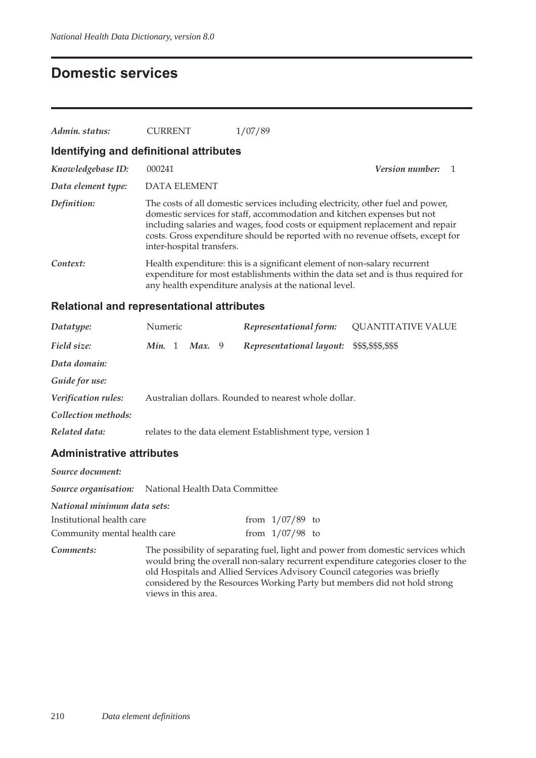# Domestic services

*Admin. status:* CURRENT 1/07/89

## Identifying and definitional attributes

*Knowledgebase ID:* 000241 *Version number:* 1

*Data element type:* DATA ELEMENT

*Definition:* The costs of all domestic services including electricity, other fuel and power, domestic services for staff, accommodation and kitchen expenses but not including salaries and wages, food costs or equipment replacement and repair costs. Gross expenditure should be reported with no revenue offsets, except for inter-hospital transfers.

*Context:* Health expenditure: this is a significant element of non-salary recurrent expenditure for most establishments within the data set and is thus required for any health expenditure analysis at the national level.

## Relational and representational attributes

*Datatype:* Numeric *Representational form:* QUANTITATIVE VALUE

*Field size:* ***Min.*** 1 ***Max.*** 9 *Representational layout:* $$$,$$$,$$$

*Data domain:*

*Guide for use:*

*Verification rules:* Australian dollars. Rounded to nearest whole dollar.

*Collection methods:*

*Related data:* relates to the data element Establishment type, version 1

## Administrative attributes

*Source document:*

*Source organisation:* National Health Data Committee

*National minimum data sets:*

| | |
|---|---|
| Institutional health care | from 1/07/89 to |
| Community mental health care | from 1/07/98 to |

*Comments:* The possibility of separating fuel, light and power from domestic services which would bring the overall non-salary recurrent expenditure categories closer to the old Hospitals and Allied Services Advisory Council categories was briefly considered by the Resources Working Party but members did not hold strong views in this area.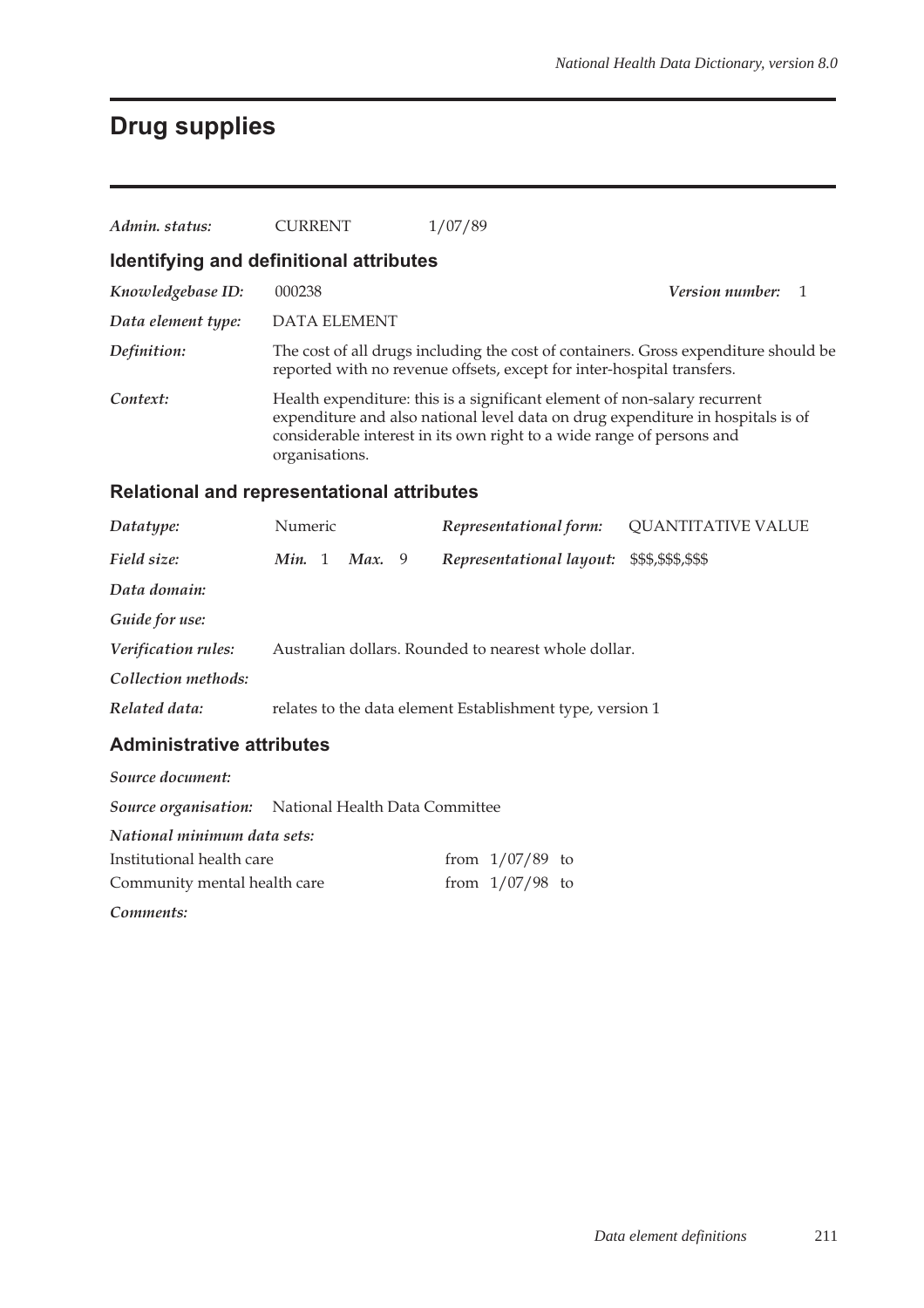# Drug supplies

| | | |
|---|---|---|
| *Admin. status:* | CURRENT | 1/07/89 |

## Identifying and definitional attributes

*Knowledgebase ID:* 000238 *Version number:* 1

*Data element type:* DATA ELEMENT

*Definition:* The cost of all drugs including the cost of containers. Gross expenditure should be reported with no revenue offsets, except for inter-hospital transfers.

*Context:* Health expenditure: this is a significant element of non-salary recurrent expenditure and also national level data on drug expenditure in hospitals is of considerable interest in its own right to a wide range of persons and organisations.

## Relational and representational attributes

| | | | |
|---|---|---|---|
| *Datatype:* | Numeric | *Representational form:* | QUANTITATIVE VALUE |
| *Field size:* | ***Min.*** 1 ***Max.*** 9 | *Representational layout:* | $$$,$$$,$$$ |

*Data domain:*

*Guide for use:*

*Verification rules:* Australian dollars. Rounded to nearest whole dollar.

*Collection methods:*

*Related data:* relates to the data element Establishment type, version 1

## Administrative attributes

*Source document:*

*Source organisation:* National Health Data Committee

*National minimum data sets:*

| | |
|---|---|
| Institutional health care | from 1/07/89 to |
| Community mental health care | from 1/07/98 to |

*Comments:*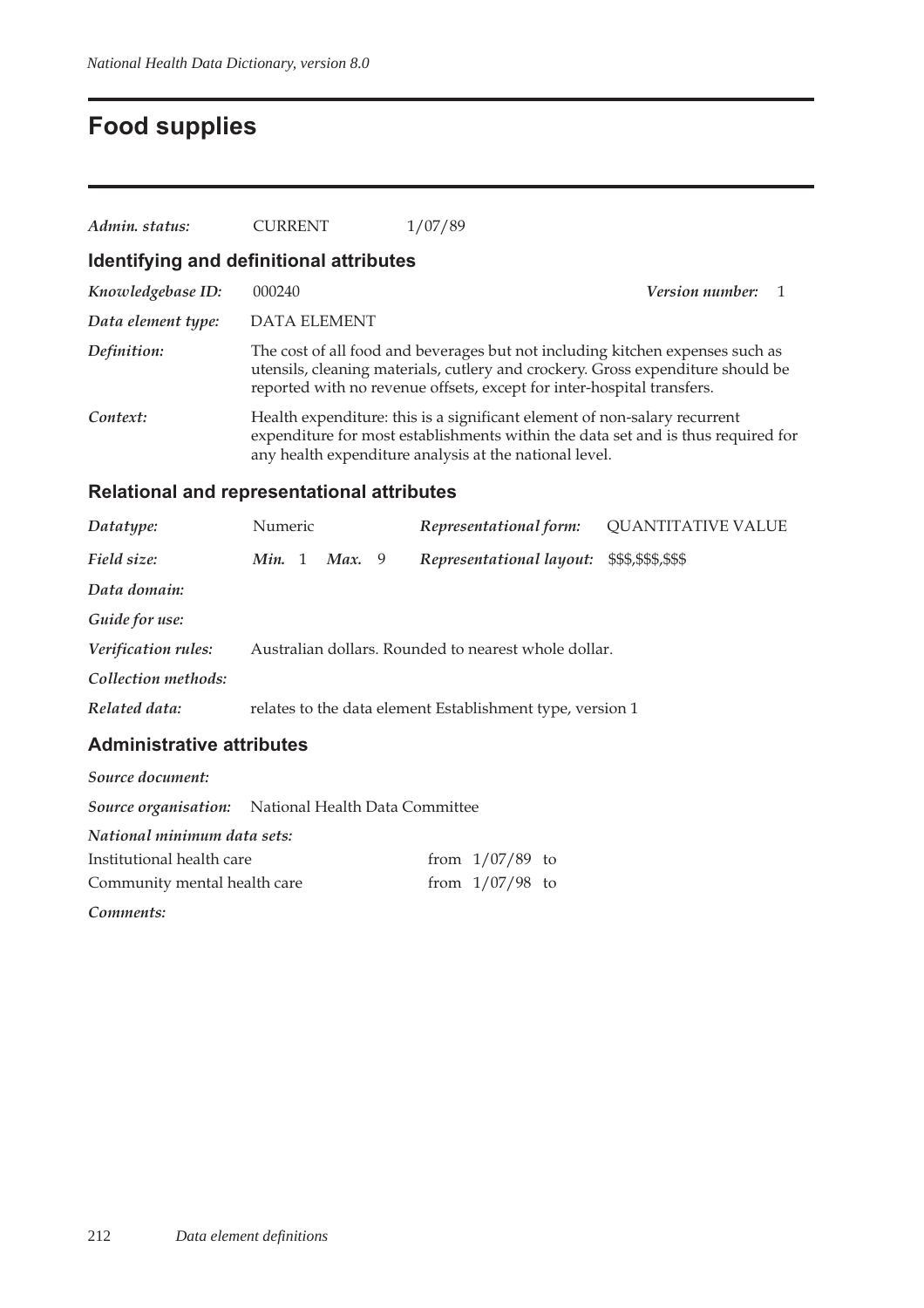# Food supplies

*Admin. status:* CURRENT 1/07/89

## Identifying and definitional attributes

*Knowledgebase ID:* 000240 *Version number:* 1

*Data element type:* DATA ELEMENT

*Definition:* The cost of all food and beverages but not including kitchen expenses such as utensils, cleaning materials, cutlery and crockery. Gross expenditure should be reported with no revenue offsets, except for inter-hospital transfers.

*Context:* Health expenditure: this is a significant element of non-salary recurrent expenditure for most establishments within the data set and is thus required for any health expenditure analysis at the national level.

## Relational and representational attributes

*Datatype:* Numeric *Representational form:* QUANTITATIVE VALUE

*Field size:* *Min.* 1 *Max.* 9 *Representational layout:* $$$,$$$,$$$

*Data domain:*

*Guide for use:*

*Verification rules:* Australian dollars. Rounded to nearest whole dollar.

*Collection methods:*

*Related data:* relates to the data element Establishment type, version 1

## Administrative attributes

*Source document:*

*Source organisation:* National Health Data Committee

*National minimum data sets:*

| | |
|---|---|
| Institutional health care | from 1/07/89 to |
| Community mental health care | from 1/07/98 to |

*Comments:*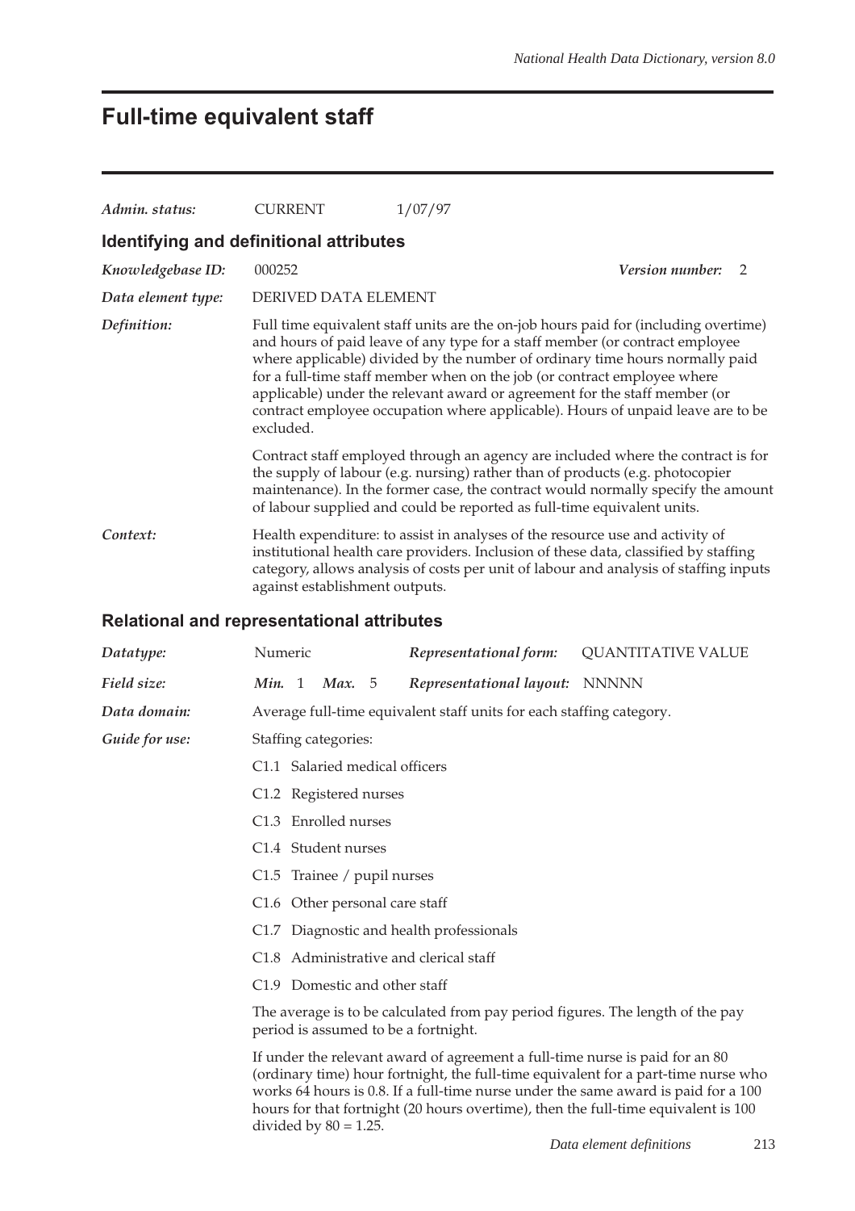# Full-time equivalent staff

| | | |
|---|---|---|
| *Admin. status:* | CURRENT | 1/07/97 |

## Identifying and definitional attributes

| | | |
|---|---|---|
| *Knowledgebase ID:* | 000252 | ***Version number:*** 2 |
| *Data element type:* | DERIVED DATA ELEMENT | |

*Definition:*

Full time equivalent staff units are the on-job hours paid for (including overtime) and hours of paid leave of any type for a staff member (or contract employee where applicable) divided by the number of ordinary time hours normally paid for a full-time staff member when on the job (or contract employee where applicable) under the relevant award or agreement for the staff member (or contract employee occupation where applicable). Hours of unpaid leave are to be excluded.

Contract staff employed through an agency are included where the contract is for the supply of labour (e.g. nursing) rather than of products (e.g. photocopier maintenance). In the former case, the contract would normally specify the amount of labour supplied and could be reported as full-time equivalent units.

*Context:*

Health expenditure: to assist in analyses of the resource use and activity of institutional health care providers. Inclusion of these data, classified by staffing category, allows analysis of costs per unit of labour and analysis of staffing inputs against establishment outputs.

## Relational and representational attributes

| | | | |
|---|---|---|---|
| *Datatype:* | Numeric | ***Representational form:*** | QUANTITATIVE VALUE |
| *Field size:* | ***Min.*** 1 ***Max.*** 5 | ***Representational layout:*** | NNNNN |

*Data domain:*

Average full-time equivalent staff units for each staffing category.

*Guide for use:*

Staffing categories:

- C1.1 Salaried medical officers
- C1.2 Registered nurses
- C1.3 Enrolled nurses
- C1.4 Student nurses
- C1.5 Trainee / pupil nurses
- C1.6 Other personal care staff
- C1.7 Diagnostic and health professionals
- C1.8 Administrative and clerical staff
- C1.9 Domestic and other staff

The average is to be calculated from pay period figures. The length of the pay period is assumed to be a fortnight.

If under the relevant award of agreement a full-time nurse is paid for an 80 (ordinary time) hour fortnight, the full-time equivalent for a part-time nurse who works 64 hours is 0.8. If a full-time nurse under the same award is paid for a 100 hours for that fortnight (20 hours overtime), then the full-time equivalent is 100 divided by 80 = 1.25.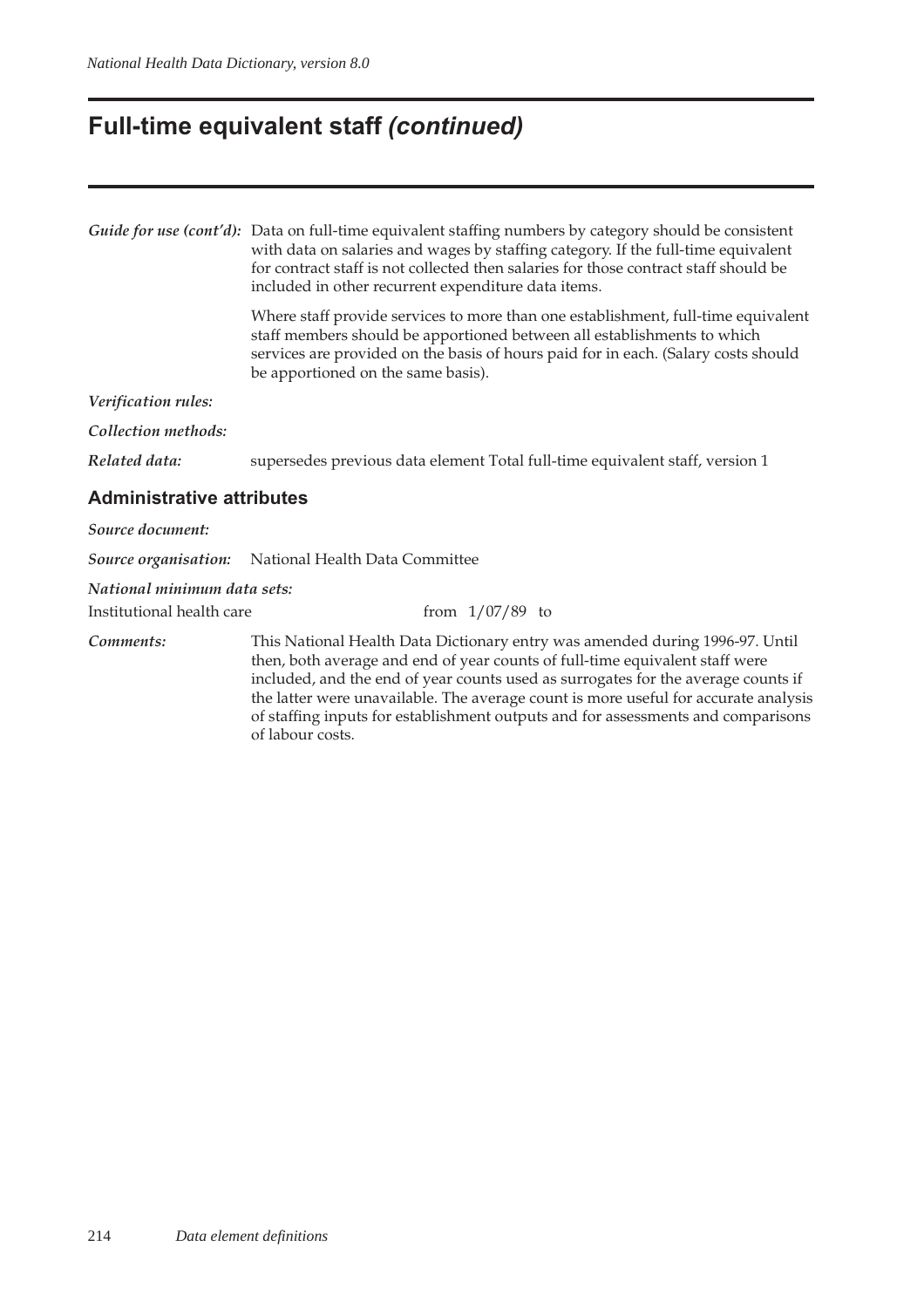# Full-time equivalent staff *(continued)*

***Guide for use (cont'd):*** Data on full-time equivalent staffing numbers by category should be consistent with data on salaries and wages by staffing category. If the full-time equivalent for contract staff is not collected then salaries for those contract staff should be included in other recurrent expenditure data items.

Where staff provide services to more than one establishment, full-time equivalent staff members should be apportioned between all establishments to which services are provided on the basis of hours paid for in each. (Salary costs should be apportioned on the same basis).

***Verification rules:***

***Collection methods:***

***Related data:*** supersedes previous data element Total full-time equivalent staff, version 1

## Administrative attributes

***Source document:***

***Source organisation:*** National Health Data Committee

***National minimum data sets:***

Institutional health care from 1/07/89 to

***Comments:*** This National Health Data Dictionary entry was amended during 1996-97. Until then, both average and end of year counts of full-time equivalent staff were included, and the end of year counts used as surrogates for the average counts if the latter were unavailable. The average count is more useful for accurate analysis of staffing inputs for establishment outputs and for assessments and comparisons of labour costs.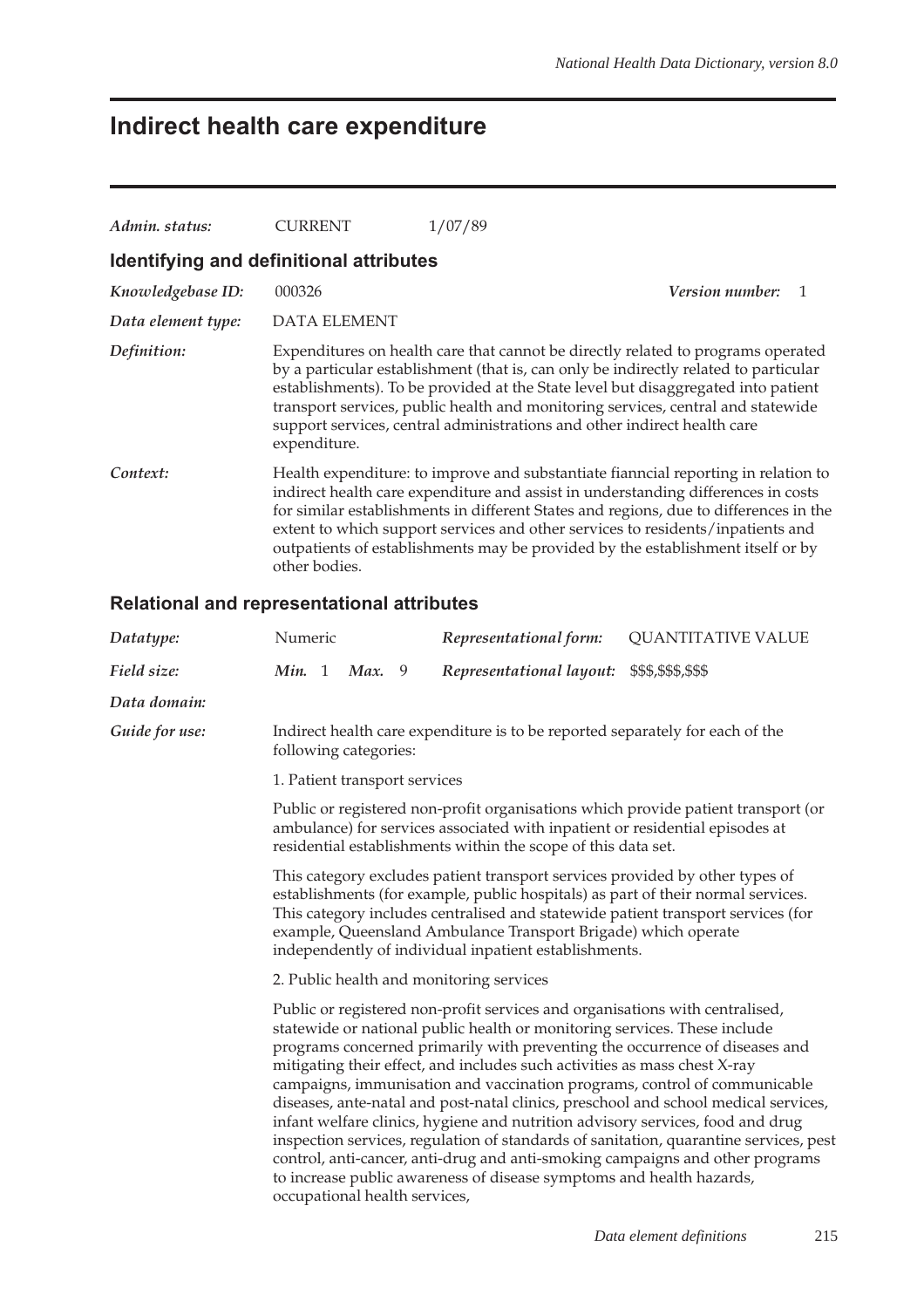# Indirect health care expenditure

*Admin. status:* CURRENT 1/07/89

## Identifying and definitional attributes

*Knowledgebase ID:* 000326 *Version number:* 1

*Data element type:* DATA ELEMENT

*Definition:* Expenditures on health care that cannot be directly related to programs operated by a particular establishment (that is, can only be indirectly related to particular establishments). To be provided at the State level but disaggregated into patient transport services, public health and monitoring services, central and statewide support services, central administrations and other indirect health care expenditure.

*Context:* Health expenditure: to improve and substantiate fianncial reporting in relation to indirect health care expenditure and assist in understanding differences in costs for similar establishments in different States and regions, due to differences in the extent to which support services and other services to residents/inpatients and outpatients of establishments may be provided by the establishment itself or by other bodies.

## Relational and representational attributes

| | | | |
|---|---|---|---|
| *Datatype:* | Numeric | *Representational form:* | QUANTITATIVE VALUE |
| *Field size:* | *Min.* 1 *Max.* 9 | *Representational layout:* | $$$,$$$,$$$ |

*Data domain:*

*Guide for use:* Indirect health care expenditure is to be reported separately for each of the following categories:

1. Patient transport services

Public or registered non-profit organisations which provide patient transport (or ambulance) for services associated with inpatient or residential episodes at residential establishments within the scope of this data set.

This category excludes patient transport services provided by other types of establishments (for example, public hospitals) as part of their normal services. This category includes centralised and statewide patient transport services (for example, Queensland Ambulance Transport Brigade) which operate independently of individual inpatient establishments.

2. Public health and monitoring services

Public or registered non-profit services and organisations with centralised, statewide or national public health or monitoring services. These include programs concerned primarily with preventing the occurrence of diseases and mitigating their effect, and includes such activities as mass chest X-ray campaigns, immunisation and vaccination programs, control of communicable diseases, ante-natal and post-natal clinics, preschool and school medical services, infant welfare clinics, hygiene and nutrition advisory services, food and drug inspection services, regulation of standards of sanitation, quarantine services, pest control, anti-cancer, anti-drug and anti-smoking campaigns and other programs to increase public awareness of disease symptoms and health hazards, occupational health services,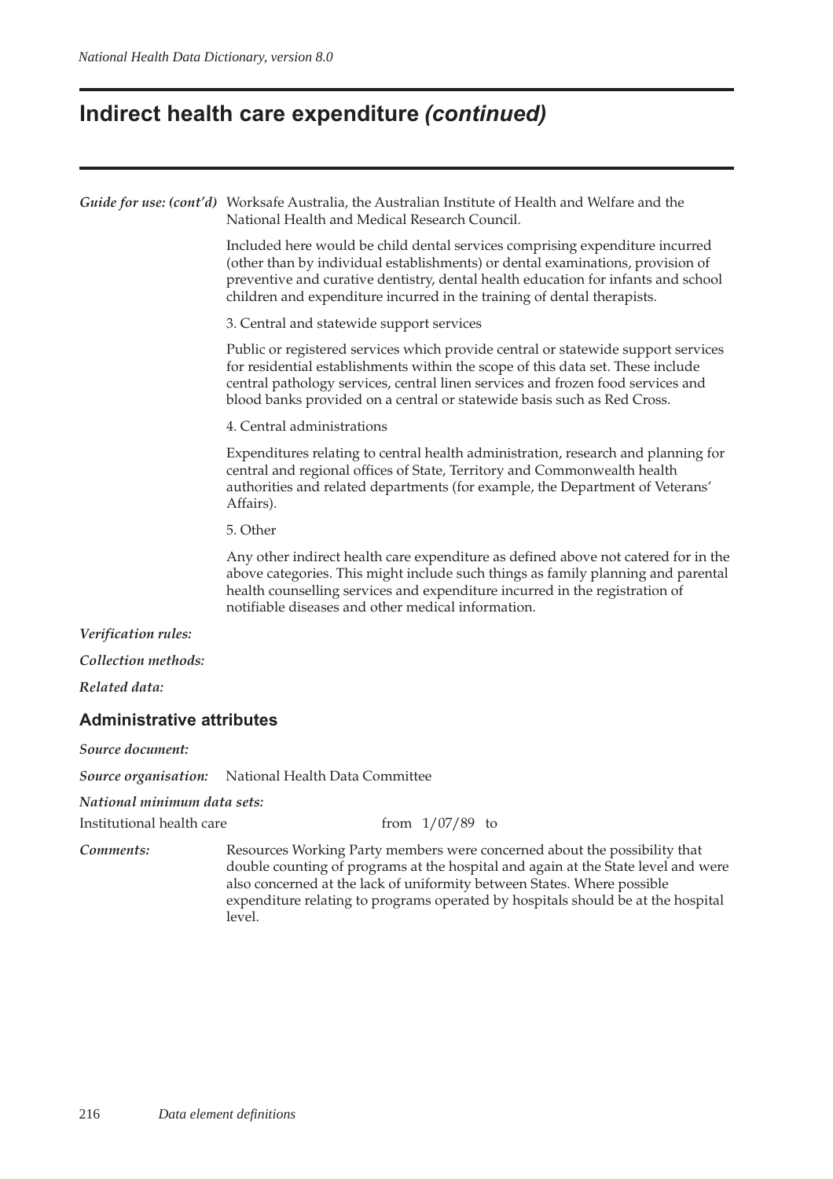# Indirect health care expenditure *(continued)*

***Guide for use: (cont'd)*** Worksafe Australia, the Australian Institute of Health and Welfare and the National Health and Medical Research Council.

Included here would be child dental services comprising expenditure incurred (other than by individual establishments) or dental examinations, provision of preventive and curative dentistry, dental health education for infants and school children and expenditure incurred in the training of dental therapists.

3. Central and statewide support services

Public or registered services which provide central or statewide support services for residential establishments within the scope of this data set. These include central pathology services, central linen services and frozen food services and blood banks provided on a central or statewide basis such as Red Cross.

4. Central administrations

Expenditures relating to central health administration, research and planning for central and regional offices of State, Territory and Commonwealth health authorities and related departments (for example, the Department of Veterans' Affairs).

5. Other

Any other indirect health care expenditure as defined above not catered for in the above categories. This might include such things as family planning and parental health counselling services and expenditure incurred in the registration of notifiable diseases and other medical information.

***Verification rules:***

***Collection methods:***

***Related data:***

## Administrative attributes

***Source document:***

***Source organisation:*** National Health Data Committee

***National minimum data sets:***

Institutional health care from 1/07/89 to

***Comments:*** Resources Working Party members were concerned about the possibility that double counting of programs at the hospital and again at the State level and were also concerned at the lack of uniformity between States. Where possible expenditure relating to programs operated by hospitals should be at the hospital level.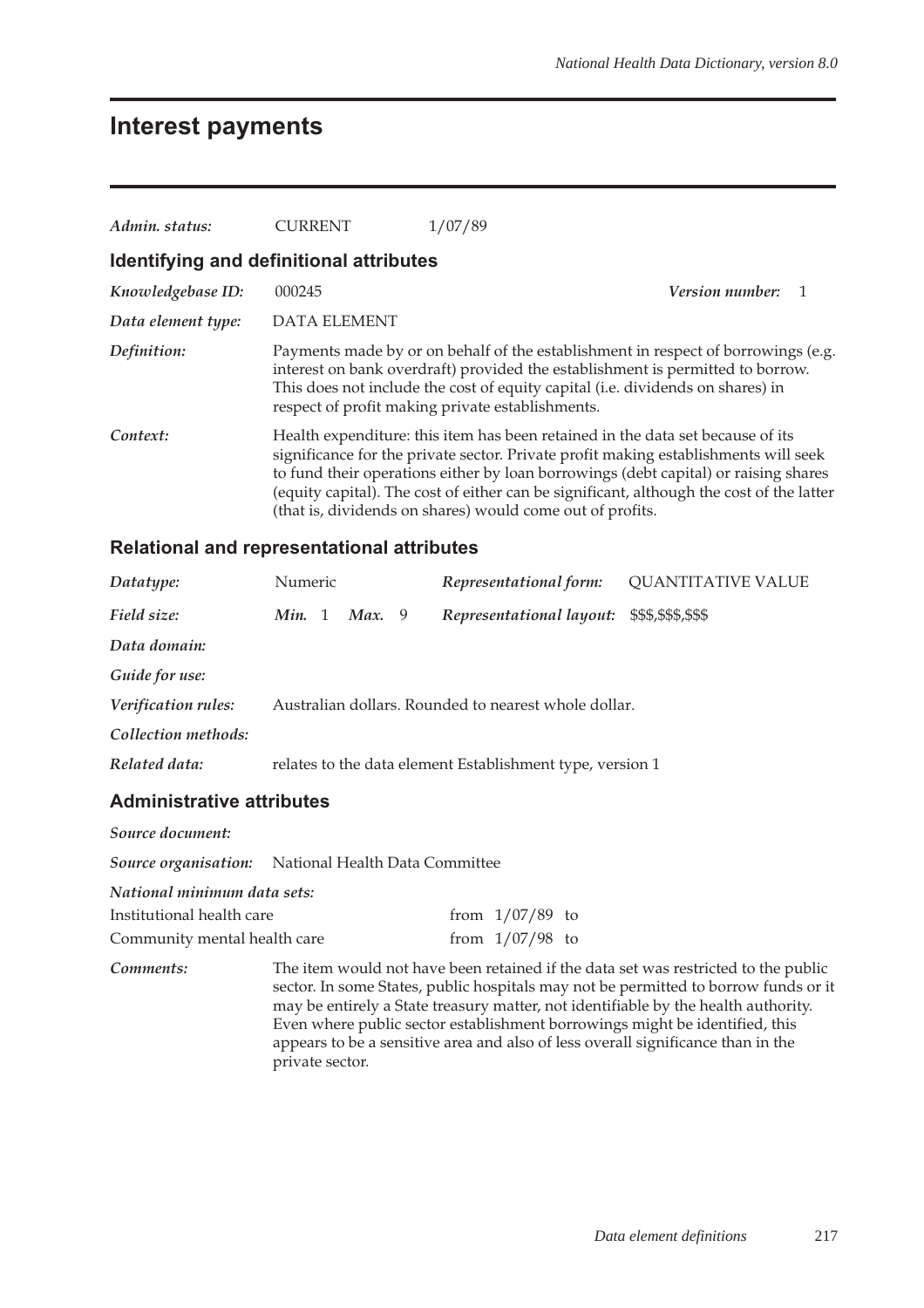# Interest payments

*Admin. status:* CURRENT 1/07/89

## Identifying and definitional attributes

*Knowledgebase ID:* 000245 *Version number:* 1

*Data element type:* DATA ELEMENT

*Definition:* Payments made by or on behalf of the establishment in respect of borrowings (e.g. interest on bank overdraft) provided the establishment is permitted to borrow. This does not include the cost of equity capital (i.e. dividends on shares) in respect of profit making private establishments.

*Context:* Health expenditure: this item has been retained in the data set because of its significance for the private sector. Private profit making establishments will seek to fund their operations either by loan borrowings (debt capital) or raising shares (equity capital). The cost of either can be significant, although the cost of the latter (that is, dividends on shares) would come out of profits.

## Relational and representational attributes

*Datatype:* Numeric *Representational form:* QUANTITATIVE VALUE

*Field size:* ***Min.*** 1 ***Max.*** 9 *Representational layout:* $$$,$$$,$$$

*Data domain:*

*Guide for use:*

*Verification rules:* Australian dollars. Rounded to nearest whole dollar.

*Collection methods:*

*Related data:* relates to the data element Establishment type, version 1

## Administrative attributes

*Source document:*

*Source organisation:* National Health Data Committee

*National minimum data sets:*

| | |
|---|---|
| Institutional health care | from 1/07/89 to |
| Community mental health care | from 1/07/98 to |

*Comments:* The item would not have been retained if the data set was restricted to the public sector. In some States, public hospitals may not be permitted to borrow funds or it may be entirely a State treasury matter, not identifiable by the health authority. Even where public sector establishment borrowings might be identified, this appears to be a sensitive area and also of less overall significance than in the private sector.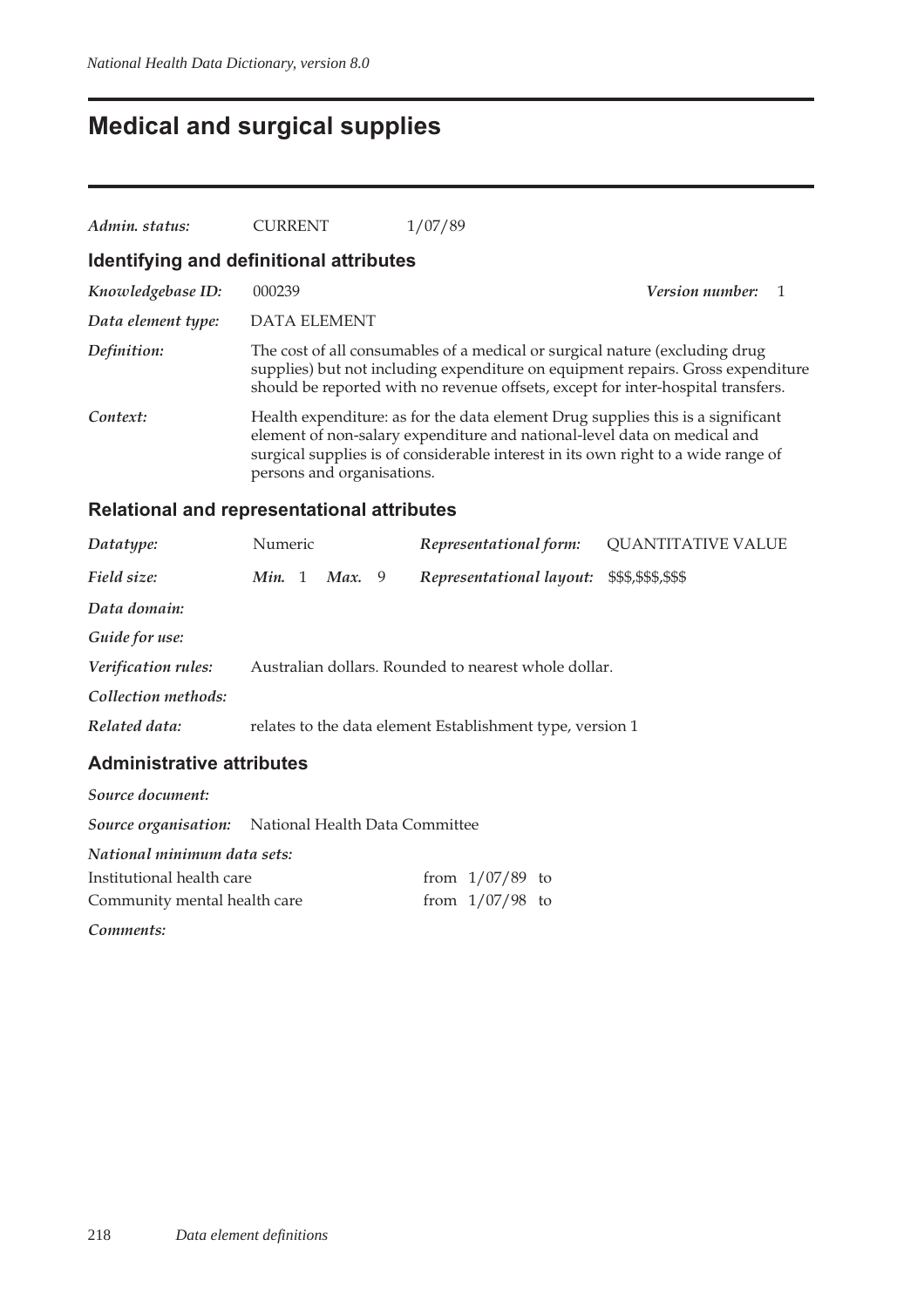# Medical and surgical supplies

*Admin. status:* CURRENT 1/07/89

## Identifying and definitional attributes

*Knowledgebase ID:* 000239 *Version number:* 1

*Data element type:* DATA ELEMENT

*Definition:* The cost of all consumables of a medical or surgical nature (excluding drug supplies) but not including expenditure on equipment repairs. Gross expenditure should be reported with no revenue offsets, except for inter-hospital transfers.

*Context:* Health expenditure: as for the data element Drug supplies this is a significant element of non-salary expenditure and national-level data on medical and surgical supplies is of considerable interest in its own right to a wide range of persons and organisations.

## Relational and representational attributes

*Datatype:* Numeric *Representational form:* QUANTITATIVE VALUE

*Field size:* *Min.* 1 *Max.* 9 *Representational layout:* $$$,$$$,$$$

*Data domain:*

*Guide for use:*

*Verification rules:* Australian dollars. Rounded to nearest whole dollar.

*Collection methods:*

*Related data:* relates to the data element Establishment type, version 1

## Administrative attributes

*Source document:*

*Source organisation:* National Health Data Committee

*National minimum data sets:*

| | |
|---|---|
| Institutional health care | from 1/07/89 to |
| Community mental health care | from 1/07/98 to |

*Comments:*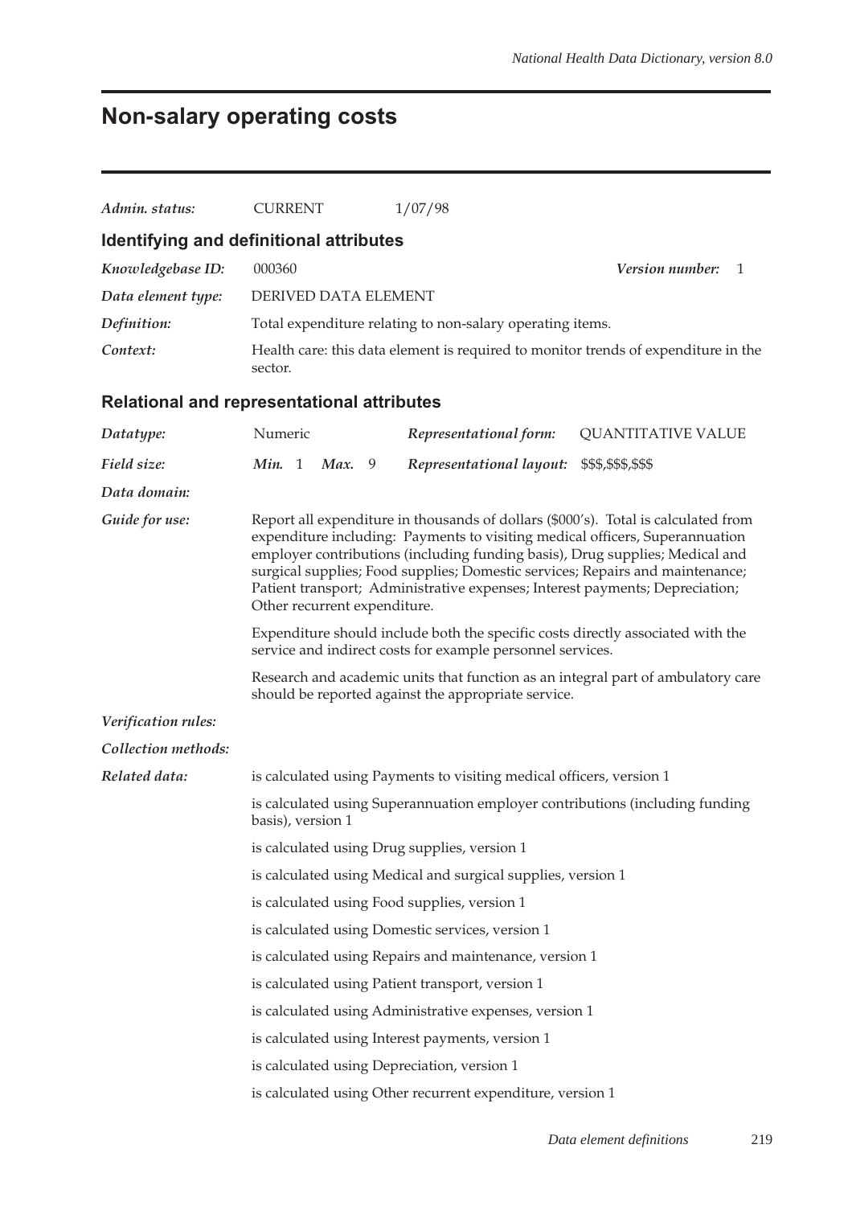# Non-salary operating costs

| | | |
|---|---|---|
| *Admin. status:* | CURRENT | 1/07/98 |

## Identifying and definitional attributes

| | |
|---|---|
| *Knowledgebase ID:* | 000360 — *Version number:* 1 |
| *Data element type:* | DERIVED DATA ELEMENT |
| *Definition:* | Total expenditure relating to non-salary operating items. |
| *Context:* | Health care: this data element is required to monitor trends of expenditure in the sector. |

## Relational and representational attributes

| | | | |
|---|---|---|---|
| *Datatype:* | Numeric | *Representational form:* | QUANTITATIVE VALUE |
| *Field size:* | *Min.* 1 *Max.* 9 | *Representational layout:* | $$$,$$$,$$$ |

*Data domain:*

*Guide for use:*

Report all expenditure in thousands of dollars ($000's). Total is calculated from expenditure including: Payments to visiting medical officers, Superannuation employer contributions (including funding basis), Drug supplies; Medical and surgical supplies; Food supplies; Domestic services; Repairs and maintenance; Patient transport; Administrative expenses; Interest payments; Depreciation; Other recurrent expenditure.

Expenditure should include both the specific costs directly associated with the service and indirect costs for example personnel services.

Research and academic units that function as an integral part of ambulatory care should be reported against the appropriate service.

*Verification rules:*

*Collection methods:*

*Related data:*

is calculated using Payments to visiting medical officers, version 1

is calculated using Superannuation employer contributions (including funding basis), version 1

is calculated using Drug supplies, version 1

is calculated using Medical and surgical supplies, version 1

is calculated using Food supplies, version 1

is calculated using Domestic services, version 1

is calculated using Repairs and maintenance, version 1

is calculated using Patient transport, version 1

is calculated using Administrative expenses, version 1

is calculated using Interest payments, version 1

is calculated using Depreciation, version 1

is calculated using Other recurrent expenditure, version 1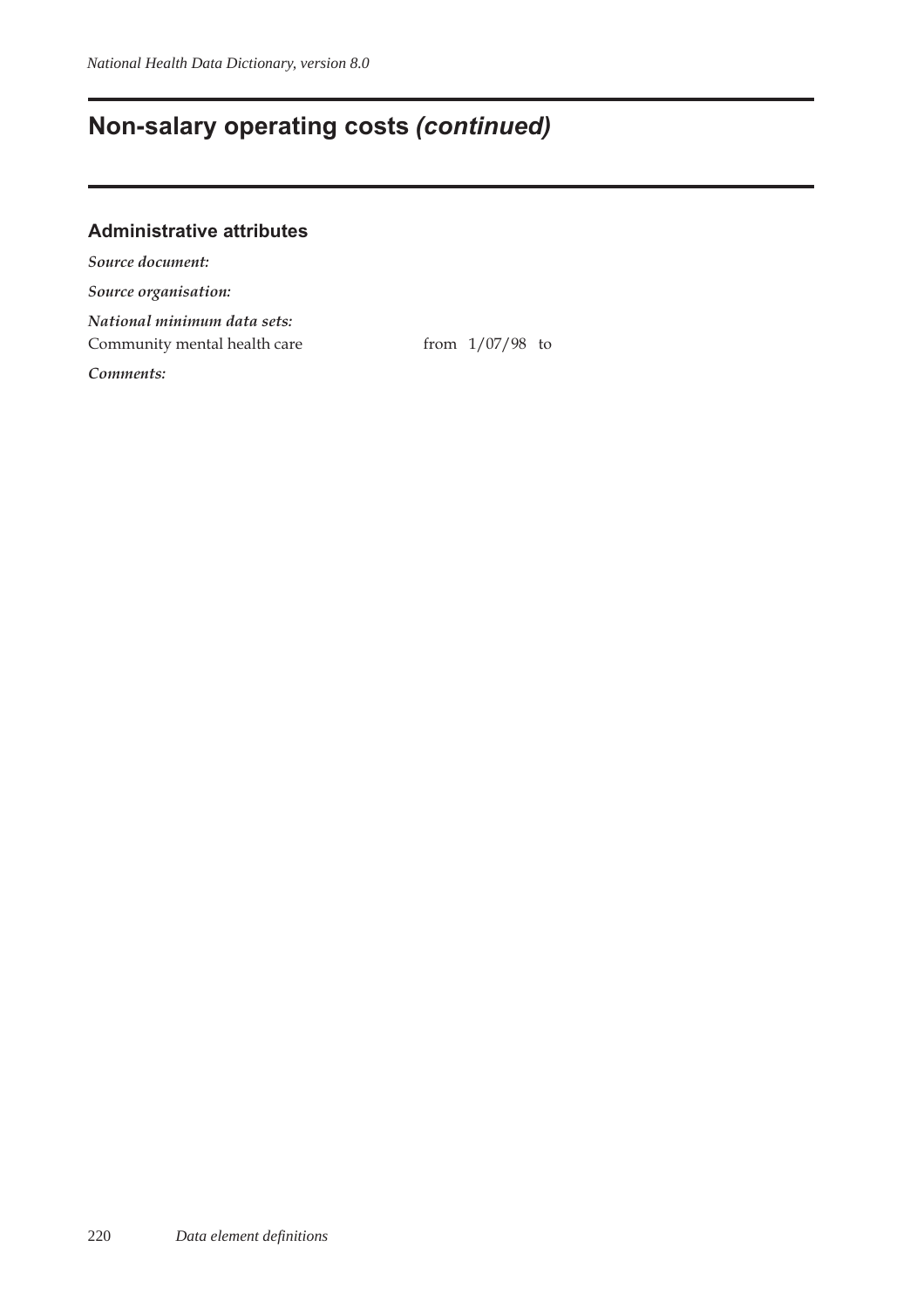# Non-salary operating costs *(continued)*

## Administrative attributes

***Source document:***

***Source organisation:***

***National minimum data sets:***

Community mental health care from 1/07/98 to

***Comments:***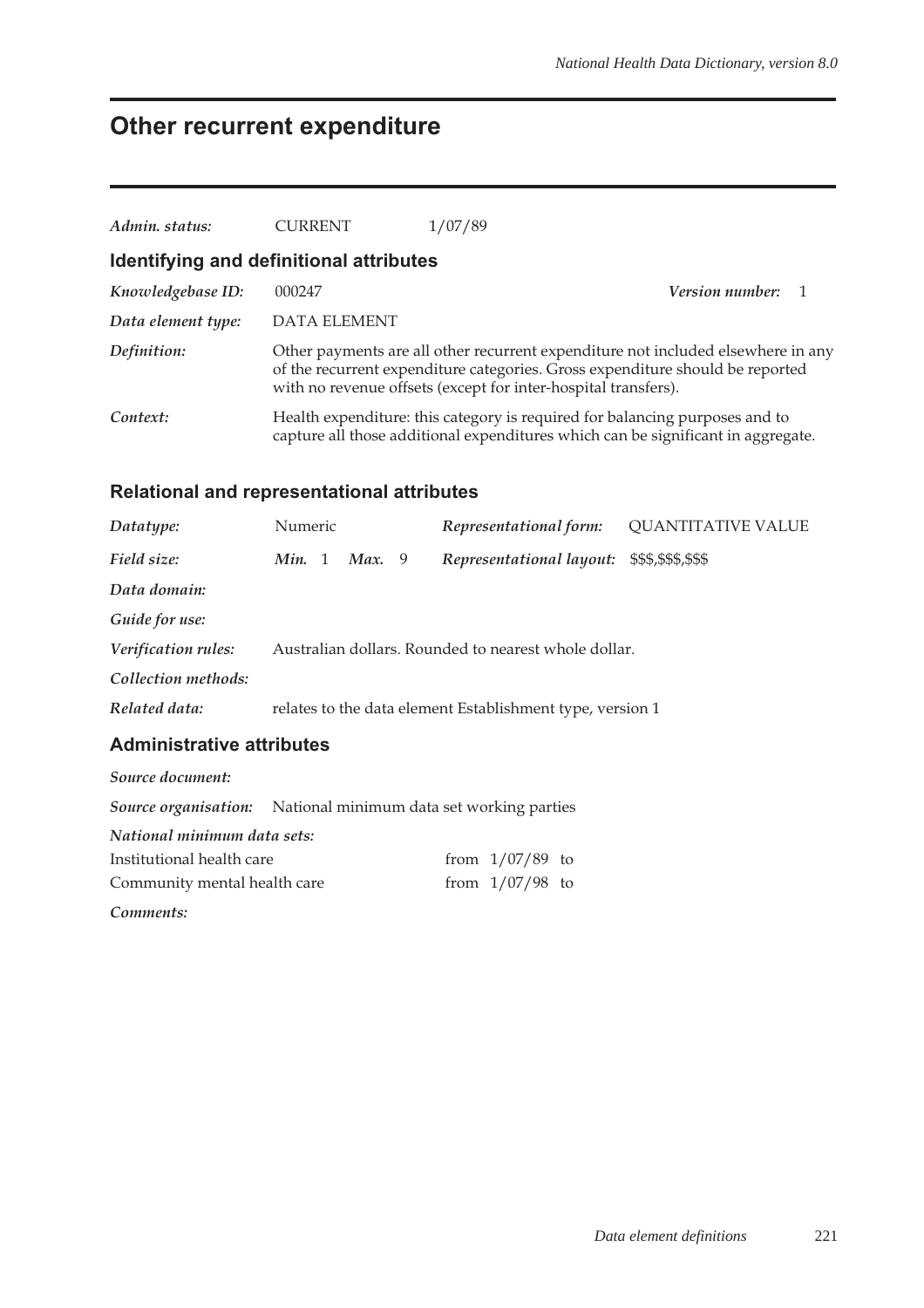# Other recurrent expenditure

*Admin. status:* CURRENT 1/07/89

## Identifying and definitional attributes

*Knowledgebase ID:* 000247 *Version number:* 1

*Data element type:* DATA ELEMENT

*Definition:* Other payments are all other recurrent expenditure not included elsewhere in any of the recurrent expenditure categories. Gross expenditure should be reported with no revenue offsets (except for inter-hospital transfers).

*Context:* Health expenditure: this category is required for balancing purposes and to capture all those additional expenditures which can be significant in aggregate.

## Relational and representational attributes

*Datatype:* Numeric *Representational form:* QUANTITATIVE VALUE

*Field size:* ***Min.*** 1 ***Max.*** 9 *Representational layout:* $$$,$$$,$$$

*Data domain:*

*Guide for use:*

*Verification rules:* Australian dollars. Rounded to nearest whole dollar.

*Collection methods:*

*Related data:* relates to the data element Establishment type, version 1

## Administrative attributes

*Source document:*

*Source organisation:* National minimum data set working parties

*National minimum data sets:*

Institutional health care from 1/07/89 to

Community mental health care from 1/07/98 to

*Comments:*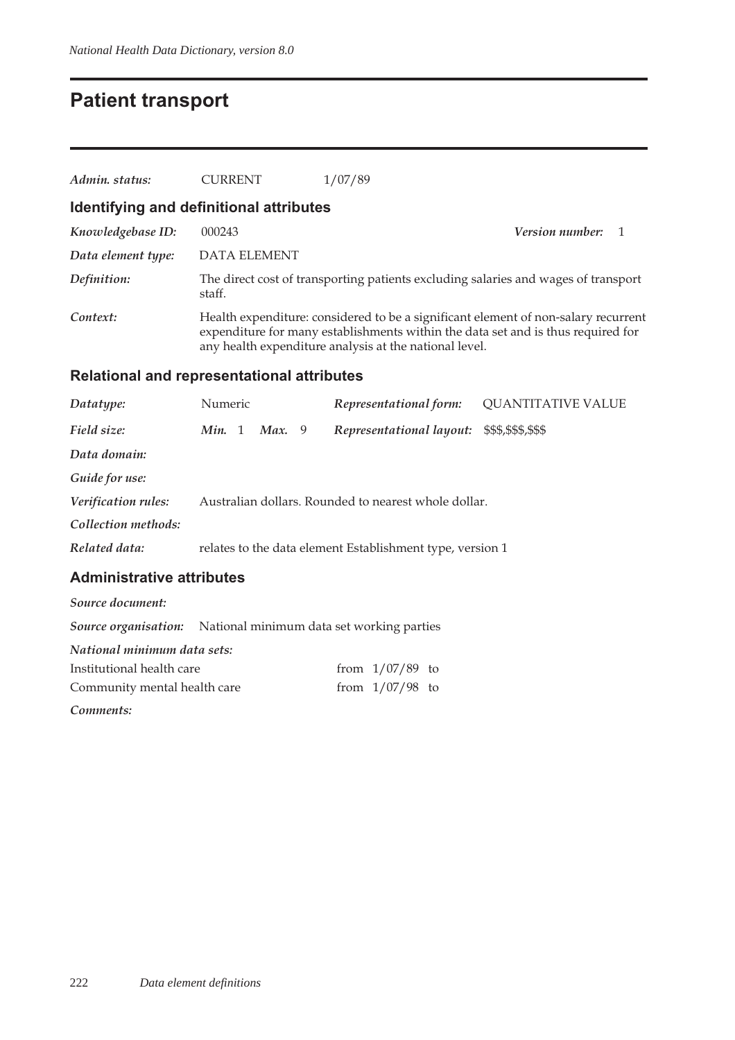# Patient transport

| | | |
|---|---|---|
| *Admin. status:* | CURRENT | 1/07/89 |

## Identifying and definitional attributes

*Knowledgebase ID:* 000243 *Version number:* 1

*Data element type:* DATA ELEMENT

*Definition:* The direct cost of transporting patients excluding salaries and wages of transport staff.

*Context:* Health expenditure: considered to be a significant element of non-salary recurrent expenditure for many establishments within the data set and is thus required for any health expenditure analysis at the national level.

## Relational and representational attributes

*Datatype:* Numeric *Representational form:* QUANTITATIVE VALUE

*Field size:* *Min.* 1 *Max.* 9 *Representational layout:* $$$,$$$,$$$

*Data domain:*

*Guide for use:*

*Verification rules:* Australian dollars. Rounded to nearest whole dollar.

*Collection methods:*

*Related data:* relates to the data element Establishment type, version 1

## Administrative attributes

*Source document:*

*Source organisation:* National minimum data set working parties

*National minimum data sets:*

| | |
|---|---|
| Institutional health care | from 1/07/89 to |
| Community mental health care | from 1/07/98 to |

*Comments:*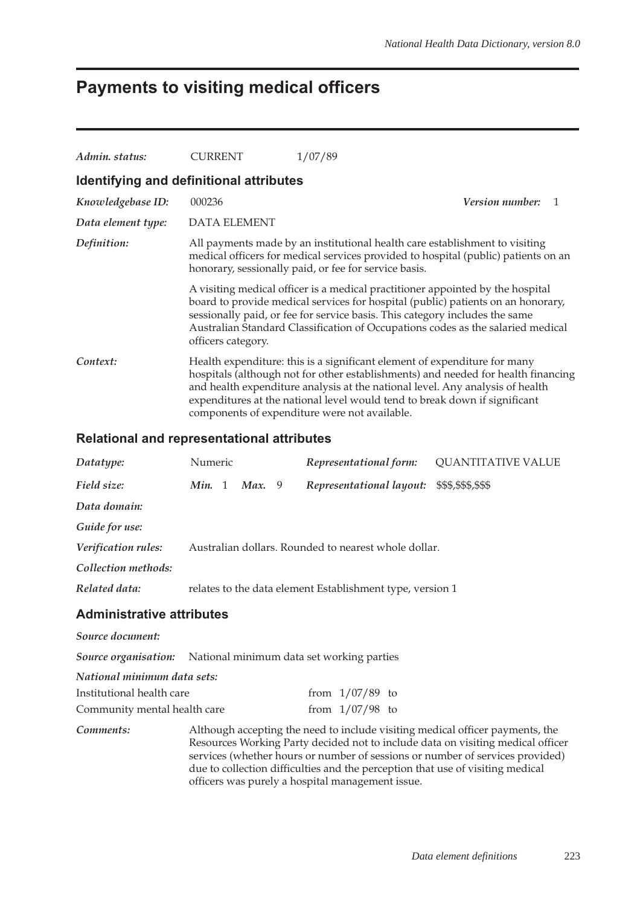# Payments to visiting medical officers

*Admin. status:* CURRENT 1/07/89

## Identifying and definitional attributes

*Knowledgebase ID:* 000236 *Version number:* 1

*Data element type:* DATA ELEMENT

*Definition:* All payments made by an institutional health care establishment to visiting medical officers for medical services provided to hospital (public) patients on an honorary, sessionally paid, or fee for service basis.

A visiting medical officer is a medical practitioner appointed by the hospital board to provide medical services for hospital (public) patients on an honorary, sessionally paid, or fee for service basis. This category includes the same Australian Standard Classification of Occupations codes as the salaried medical officers category.

*Context:* Health expenditure: this is a significant element of expenditure for many hospitals (although not for other establishments) and needed for health financing and health expenditure analysis at the national level. Any analysis of health expenditures at the national level would tend to break down if significant components of expenditure were not available.

## Relational and representational attributes

*Datatype:* Numeric *Representational form:* QUANTITATIVE VALUE

*Field size:* *Min.* 1 *Max.* 9 *Representational layout:* $$$,$$$,$$$

*Data domain:*

*Guide for use:*

*Verification rules:* Australian dollars. Rounded to nearest whole dollar.

*Collection methods:*

*Related data:* relates to the data element Establishment type, version 1

## Administrative attributes

*Source document:*

*Source organisation:* National minimum data set working parties

*National minimum data sets:*

| | |
|---|---|
| Institutional health care | from 1/07/89 to |
| Community mental health care | from 1/07/98 to |

*Comments:* Although accepting the need to include visiting medical officer payments, the Resources Working Party decided not to include data on visiting medical officer services (whether hours or number of sessions or number of services provided) due to collection difficulties and the perception that use of visiting medical officers was purely a hospital management issue.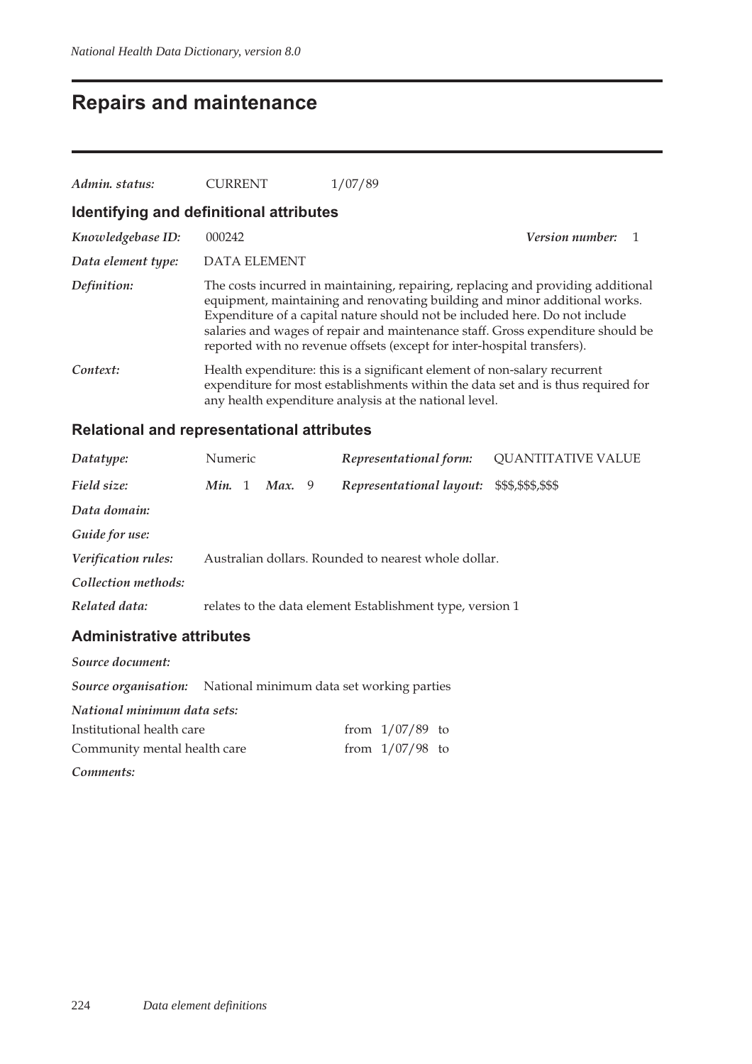# Repairs and maintenance

*Admin. status:* CURRENT 1/07/89

## Identifying and definitional attributes

*Knowledgebase ID:* 000242 *Version number:* 1

*Data element type:* DATA ELEMENT

*Definition:* The costs incurred in maintaining, repairing, replacing and providing additional equipment, maintaining and renovating building and minor additional works. Expenditure of a capital nature should not be included here. Do not include salaries and wages of repair and maintenance staff. Gross expenditure should be reported with no revenue offsets (except for inter-hospital transfers).

*Context:* Health expenditure: this is a significant element of non-salary recurrent expenditure for most establishments within the data set and is thus required for any health expenditure analysis at the national level.

## Relational and representational attributes

*Datatype:* Numeric *Representational form:* QUANTITATIVE VALUE

*Field size:* ***Min.*** 1 ***Max.*** 9 *Representational layout:* $$$,$$$,$$$

*Data domain:*

*Guide for use:*

*Verification rules:* Australian dollars. Rounded to nearest whole dollar.

*Collection methods:*

*Related data:* relates to the data element Establishment type, version 1

## Administrative attributes

*Source document:*

*Source organisation:* National minimum data set working parties

*National minimum data sets:*

| | |
|---|---|
| Institutional health care | from 1/07/89 to |
| Community mental health care | from 1/07/98 to |

*Comments:*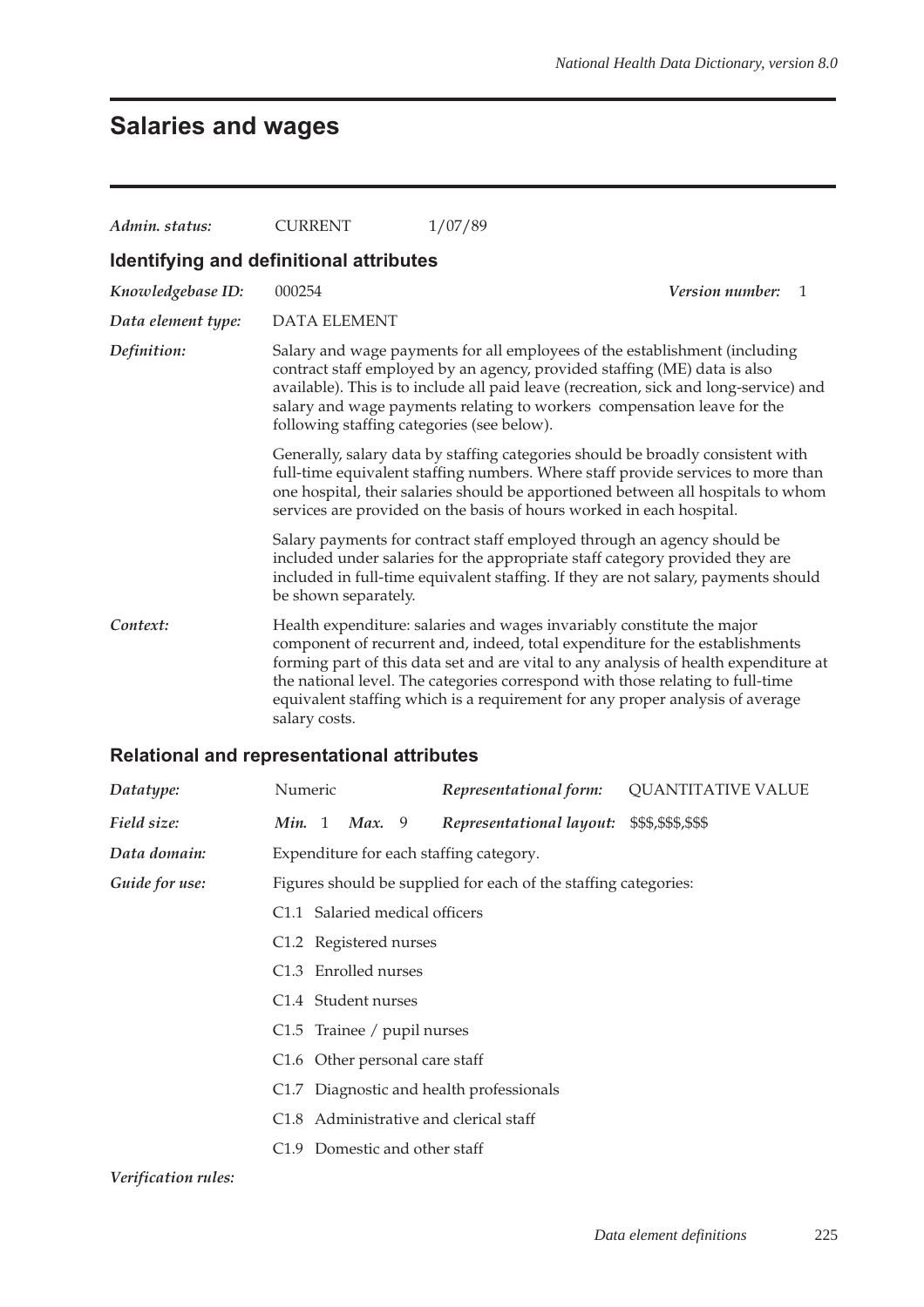# Salaries and wages

***Admin. status:*** CURRENT 1/07/89

## Identifying and definitional attributes

***Knowledgebase ID:*** 000254 ***Version number:*** 1

***Data element type:*** DATA ELEMENT

***Definition:*** Salary and wage payments for all employees of the establishment (including contract staff employed by an agency, provided staffing (ME) data is also available). This is to include all paid leave (recreation, sick and long-service) and salary and wage payments relating to workers compensation leave for the following staffing categories (see below).

Generally, salary data by staffing categories should be broadly consistent with full-time equivalent staffing numbers. Where staff provide services to more than one hospital, their salaries should be apportioned between all hospitals to whom services are provided on the basis of hours worked in each hospital.

Salary payments for contract staff employed through an agency should be included under salaries for the appropriate staff category provided they are included in full-time equivalent staffing. If they are not salary, payments should be shown separately.

***Context:*** Health expenditure: salaries and wages invariably constitute the major component of recurrent and, indeed, total expenditure for the establishments forming part of this data set and are vital to any analysis of health expenditure at the national level. The categories correspond with those relating to full-time equivalent staffing which is a requirement for any proper analysis of average salary costs.

## Relational and representational attributes

***Datatype:*** Numeric ***Representational form:*** QUANTITATIVE VALUE

***Field size:*** ***Min.*** 1 ***Max.*** 9 ***Representational layout:*** $$$,$$$,$$$

***Data domain:*** Expenditure for each staffing category.

***Guide for use:*** Figures should be supplied for each of the staffing categories:

- C1.1 Salaried medical officers
- C1.2 Registered nurses
- C1.3 Enrolled nurses
- C1.4 Student nurses
- C1.5 Trainee / pupil nurses
- C1.6 Other personal care staff
- C1.7 Diagnostic and health professionals
- C1.8 Administrative and clerical staff
- C1.9 Domestic and other staff

***Verification rules:***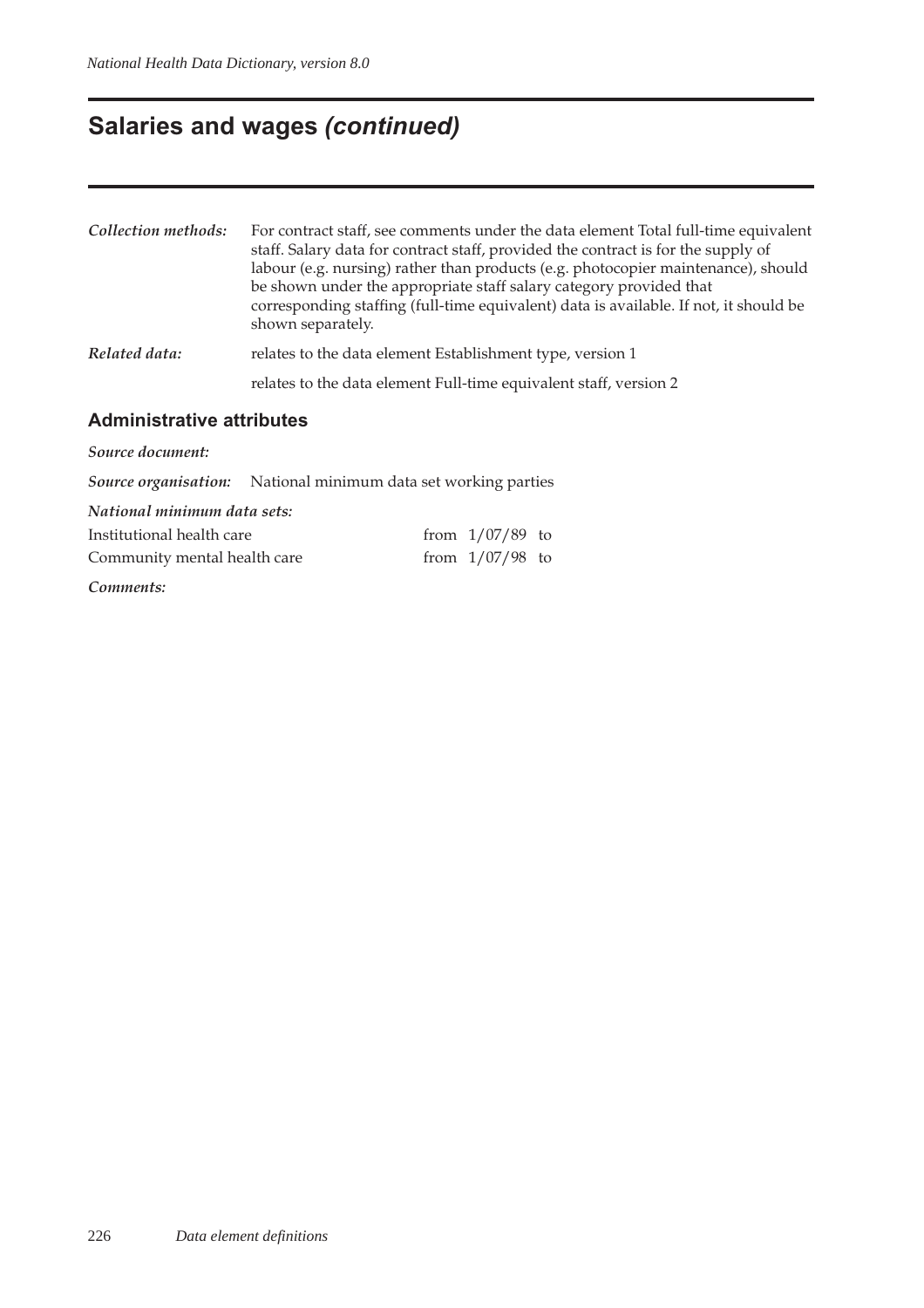## Salaries and wages *(continued)*

***Collection methods:*** For contract staff, see comments under the data element Total full-time equivalent staff. Salary data for contract staff, provided the contract is for the supply of labour (e.g. nursing) rather than products (e.g. photocopier maintenance), should be shown under the appropriate staff salary category provided that corresponding staffing (full-time equivalent) data is available. If not, it should be shown separately.

***Related data:*** relates to the data element Establishment type, version 1

relates to the data element Full-time equivalent staff, version 2

### Administrative attributes

***Source document:***

***Source organisation:*** National minimum data set working parties

***National minimum data sets:***

| | |
|---|---|
| Institutional health care | from 1/07/89 to |
| Community mental health care | from 1/07/98 to |

***Comments:***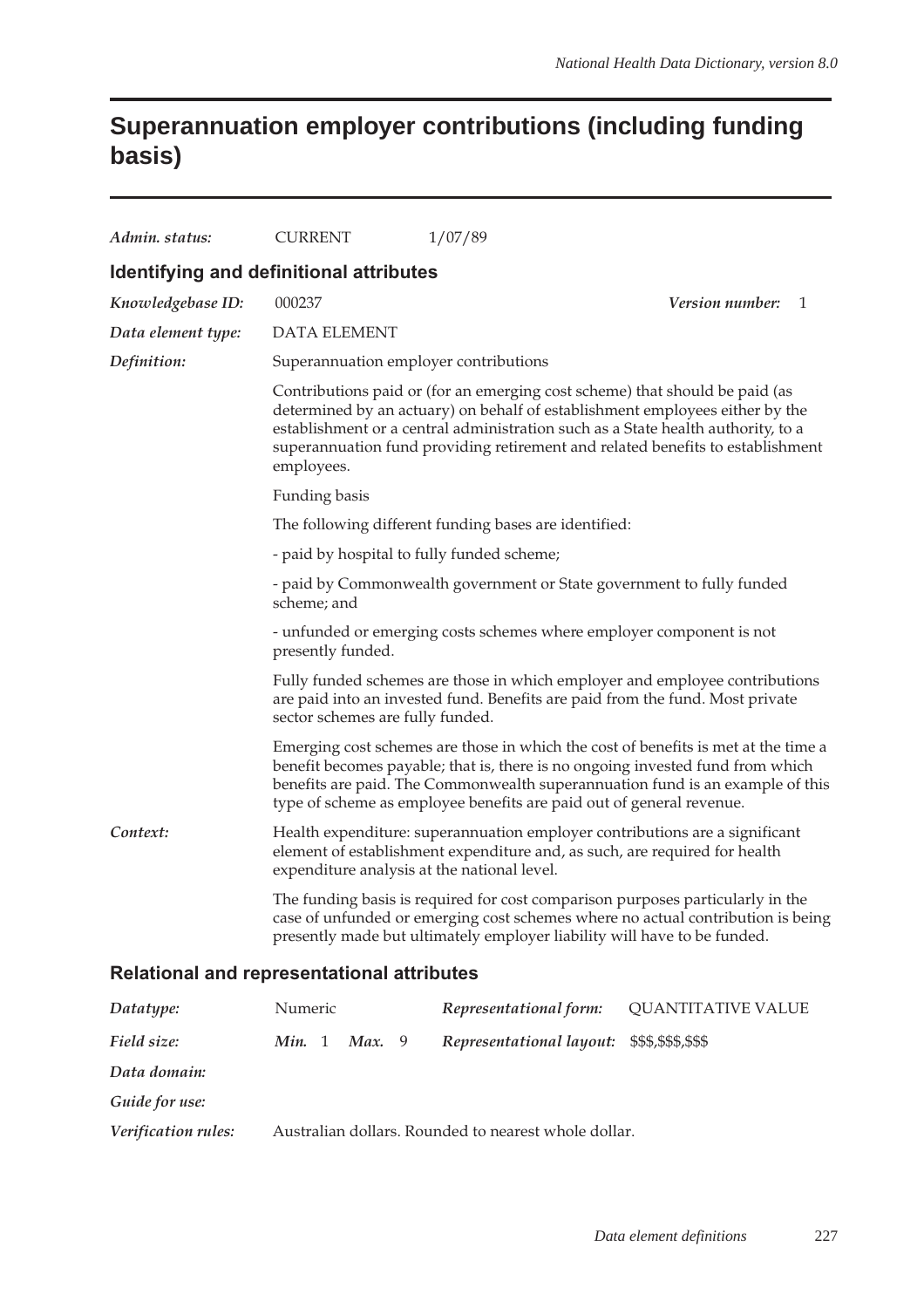# Superannuation employer contributions (including funding basis)

*Admin. status:* CURRENT 1/07/89

## Identifying and definitional attributes

*Knowledgebase ID:* 000237 *Version number:* 1

*Data element type:* DATA ELEMENT

*Definition:* Superannuation employer contributions

Contributions paid or (for an emerging cost scheme) that should be paid (as determined by an actuary) on behalf of establishment employees either by the establishment or a central administration such as a State health authority, to a superannuation fund providing retirement and related benefits to establishment employees.

Funding basis

The following different funding bases are identified:

- paid by hospital to fully funded scheme;

- paid by Commonwealth government or State government to fully funded scheme; and

- unfunded or emerging costs schemes where employer component is not presently funded.

Fully funded schemes are those in which employer and employee contributions are paid into an invested fund. Benefits are paid from the fund. Most private sector schemes are fully funded.

Emerging cost schemes are those in which the cost of benefits is met at the time a benefit becomes payable; that is, there is no ongoing invested fund from which benefits are paid. The Commonwealth superannuation fund is an example of this type of scheme as employee benefits are paid out of general revenue.

*Context:* Health expenditure: superannuation employer contributions are a significant element of establishment expenditure and, as such, are required for health expenditure analysis at the national level.

The funding basis is required for cost comparison purposes particularly in the case of unfunded or emerging cost schemes where no actual contribution is being presently made but ultimately employer liability will have to be funded.

## Relational and representational attributes

*Datatype:* Numeric *Representational form:* QUANTITATIVE VALUE

*Field size:* *Min.* 1 *Max.* 9 *Representational layout:* $$$,$$$,$$$

*Data domain:*

*Guide for use:*

*Verification rules:* Australian dollars. Rounded to nearest whole dollar.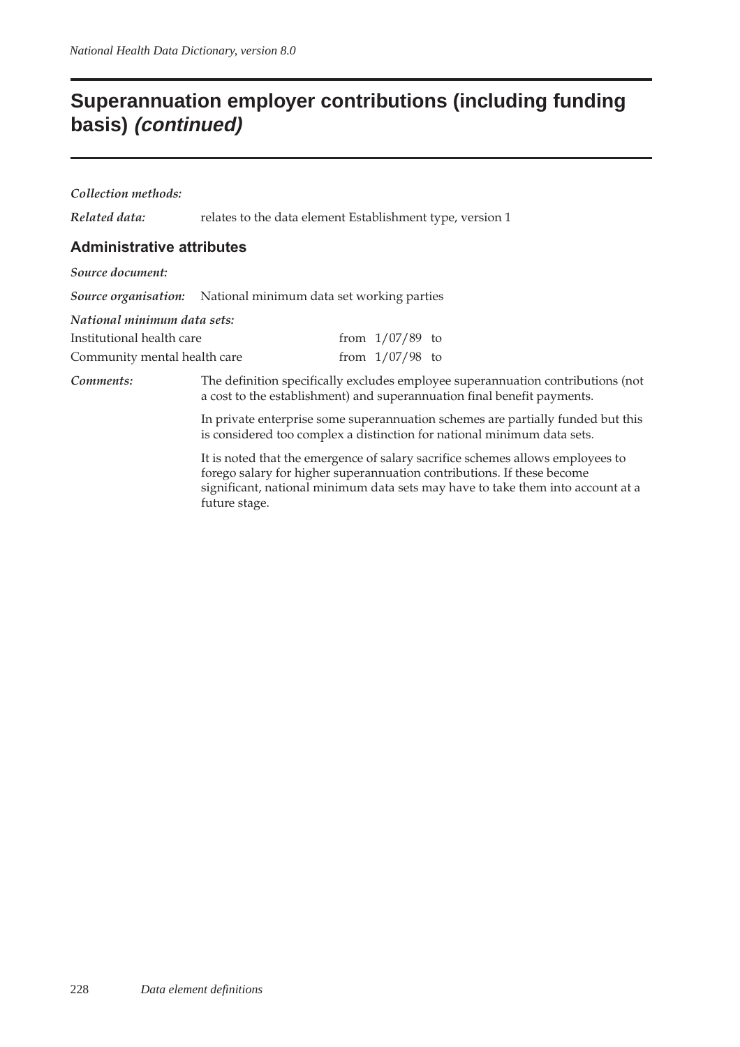# Superannuation employer contributions (including funding basis) *(continued)*

***Collection methods:***

***Related data:*** relates to the data element Establishment type, version 1

## Administrative attributes

***Source document:***

***Source organisation:*** National minimum data set working parties

***National minimum data sets:***

| | |
|---|---|
| Institutional health care | from 1/07/89 to |
| Community mental health care | from 1/07/98 to |

***Comments:*** The definition specifically excludes employee superannuation contributions (not a cost to the establishment) and superannuation final benefit payments.

In private enterprise some superannuation schemes are partially funded but this is considered too complex a distinction for national minimum data sets.

It is noted that the emergence of salary sacrifice schemes allows employees to forego salary for higher superannuation contributions. If these become significant, national minimum data sets may have to take them into account at a future stage.